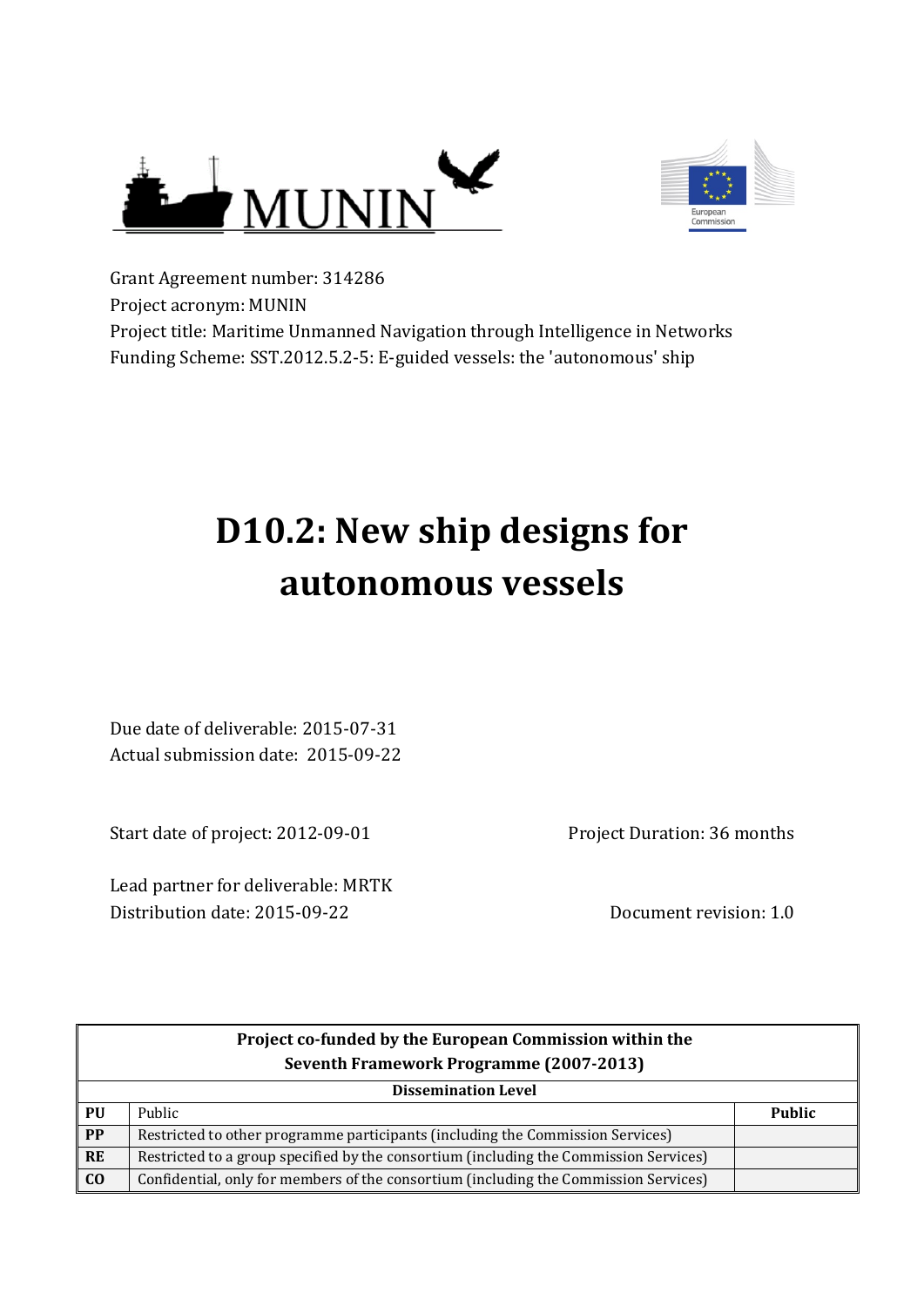MUNIN

European Commission

Grant Agreement number: 314286
Project acronym: MUNIN
Project title: Maritime Unmanned Navigation through Intelligence in Networks
Funding Scheme: SST.2012.5.2-5: E-guided vessels: the 'autonomous' ship

# D10.2: New ship designs for autonomous vessels

Due date of deliverable: 2015-07-31
Actual submission date: 2015-09-22

Start date of project: 2012-09-01

Project Duration: 36 months

Lead partner for deliverable: MRTK
Distribution date: 2015-09-22

Document revision: 1.0

| Project co-funded by the European Commission within the Seventh Framework Programme (2007-2013) | | |
|---|---|---|
| **Dissemination Level** | | |
| **PU** | Public | **Public** |
| **PP** | Restricted to other programme participants (including the Commission Services) | |
| **RE** | Restricted to a group specified by the consortium (including the Commission Services) | |
| **CO** | Confidential, only for members of the consortium (including the Commission Services) | |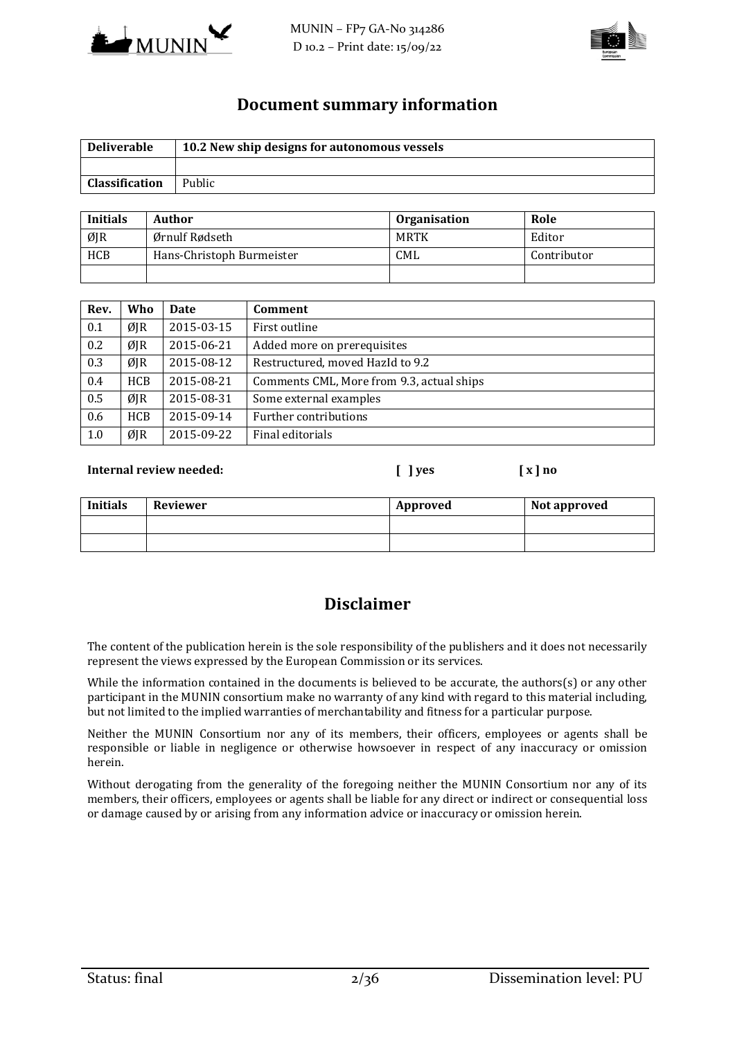## Document summary information

| Deliverable | 10.2 New ship designs for autonomous vessels |
|---|---|
| | |
| Classification | Public |

| Initials | Author | Organisation | Role |
|---|---|---|---|
| ØJR | Ørnulf Rødseth | MRTK | Editor |
| HCB | Hans-Christoph Burmeister | CML | Contributor |
| | | | |

| Rev. | Who | Date | Comment |
|---|---|---|---|
| 0.1 | ØJR | 2015-03-15 | First outline |
| 0.2 | ØJR | 2015-06-21 | Added more on prerequisites |
| 0.3 | ØJR | 2015-08-12 | Restructured, moved HazId to 9.2 |
| 0.4 | HCB | 2015-08-21 | Comments CML, More from 9.3, actual ships |
| 0.5 | ØJR | 2015-08-31 | Some external examples |
| 0.6 | HCB | 2015-09-14 | Further contributions |
| 1.0 | ØJR | 2015-09-22 | Final editorials |

**Internal review needed:** **[ ] yes** **[ x ] no**

| Initials | Reviewer | Approved | Not approved |
|---|---|---|---|
| | | | |
| | | | |

## Disclaimer

The content of the publication herein is the sole responsibility of the publishers and it does not necessarily represent the views expressed by the European Commission or its services.

While the information contained in the documents is believed to be accurate, the authors(s) or any other participant in the MUNIN consortium make no warranty of any kind with regard to this material including, but not limited to the implied warranties of merchantability and fitness for a particular purpose.

Neither the MUNIN Consortium nor any of its members, their officers, employees or agents shall be responsible or liable in negligence or otherwise howsoever in respect of any inaccuracy or omission herein.

Without derogating from the generality of the foregoing neither the MUNIN Consortium nor any of its members, their officers, employees or agents shall be liable for any direct or indirect or consequential loss or damage caused by or arising from any information advice or inaccuracy or omission herein.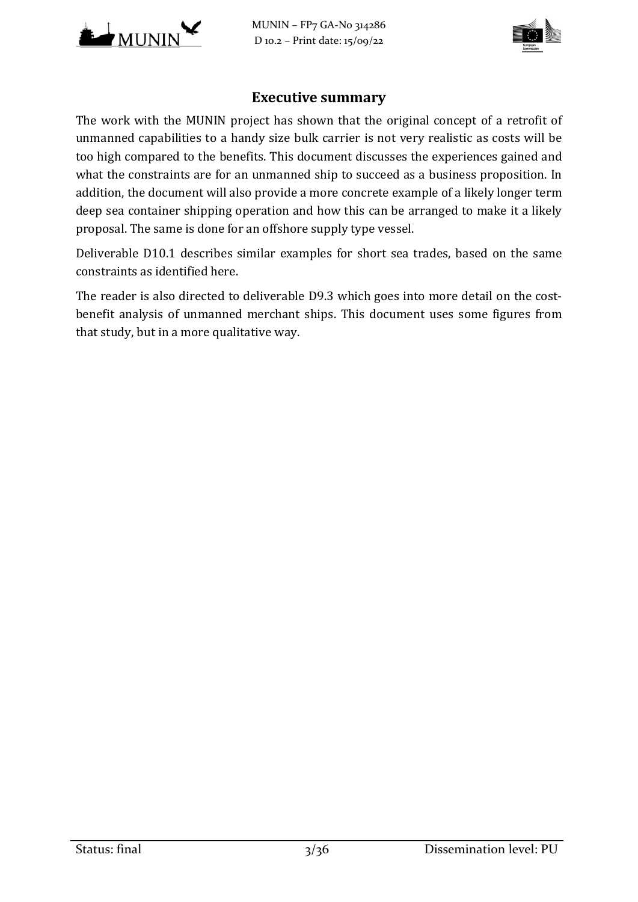# Executive summary

The work with the MUNIN project has shown that the original concept of a retrofit of unmanned capabilities to a handy size bulk carrier is not very realistic as costs will be too high compared to the benefits. This document discusses the experiences gained and what the constraints are for an unmanned ship to succeed as a business proposition. In addition, the document will also provide a more concrete example of a likely longer term deep sea container shipping operation and how this can be arranged to make it a likely proposal. The same is done for an offshore supply type vessel.

Deliverable D10.1 describes similar examples for short sea trades, based on the same constraints as identified here.

The reader is also directed to deliverable D9.3 which goes into more detail on the cost-benefit analysis of unmanned merchant ships. This document uses some figures from that study, but in a more qualitative way.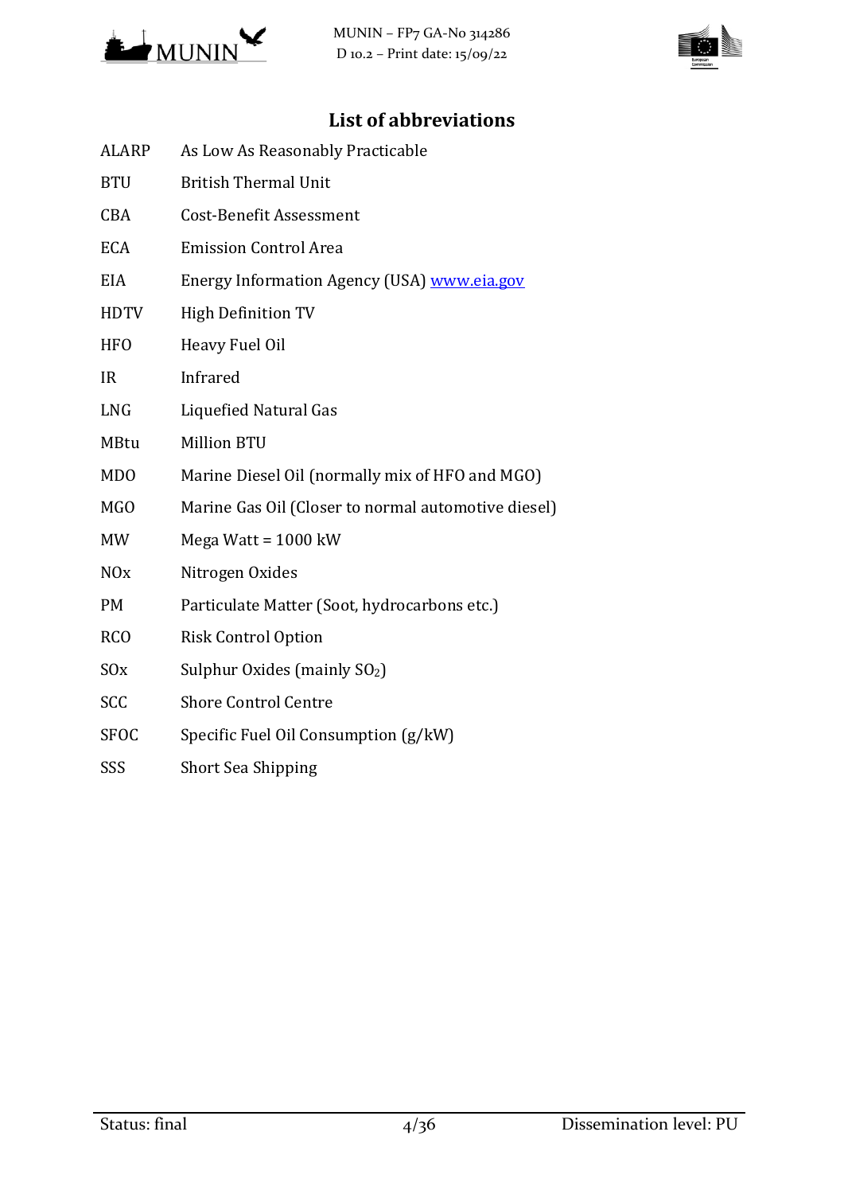# List of abbreviations

| | |
|---|---|
| ALARP | As Low As Reasonably Practicable |
| BTU | British Thermal Unit |
| CBA | Cost-Benefit Assessment |
| ECA | Emission Control Area |
| EIA | Energy Information Agency (USA) www.eia.gov |
| HDTV | High Definition TV |
| HFO | Heavy Fuel Oil |
| IR | Infrared |
| LNG | Liquefied Natural Gas |
| MBtu | Million BTU |
| MDO | Marine Diesel Oil (normally mix of HFO and MGO) |
| MGO | Marine Gas Oil (Closer to normal automotive diesel) |
| MW | Mega Watt = 1000 kW |
| NOx | Nitrogen Oxides |
| PM | Particulate Matter (Soot, hydrocarbons etc.) |
| RCO | Risk Control Option |
| SOx | Sulphur Oxides (mainly $SO_2$) |
| SCC | Shore Control Centre |
| SFOC | Specific Fuel Oil Consumption (g/kW) |
| SSS | Short Sea Shipping |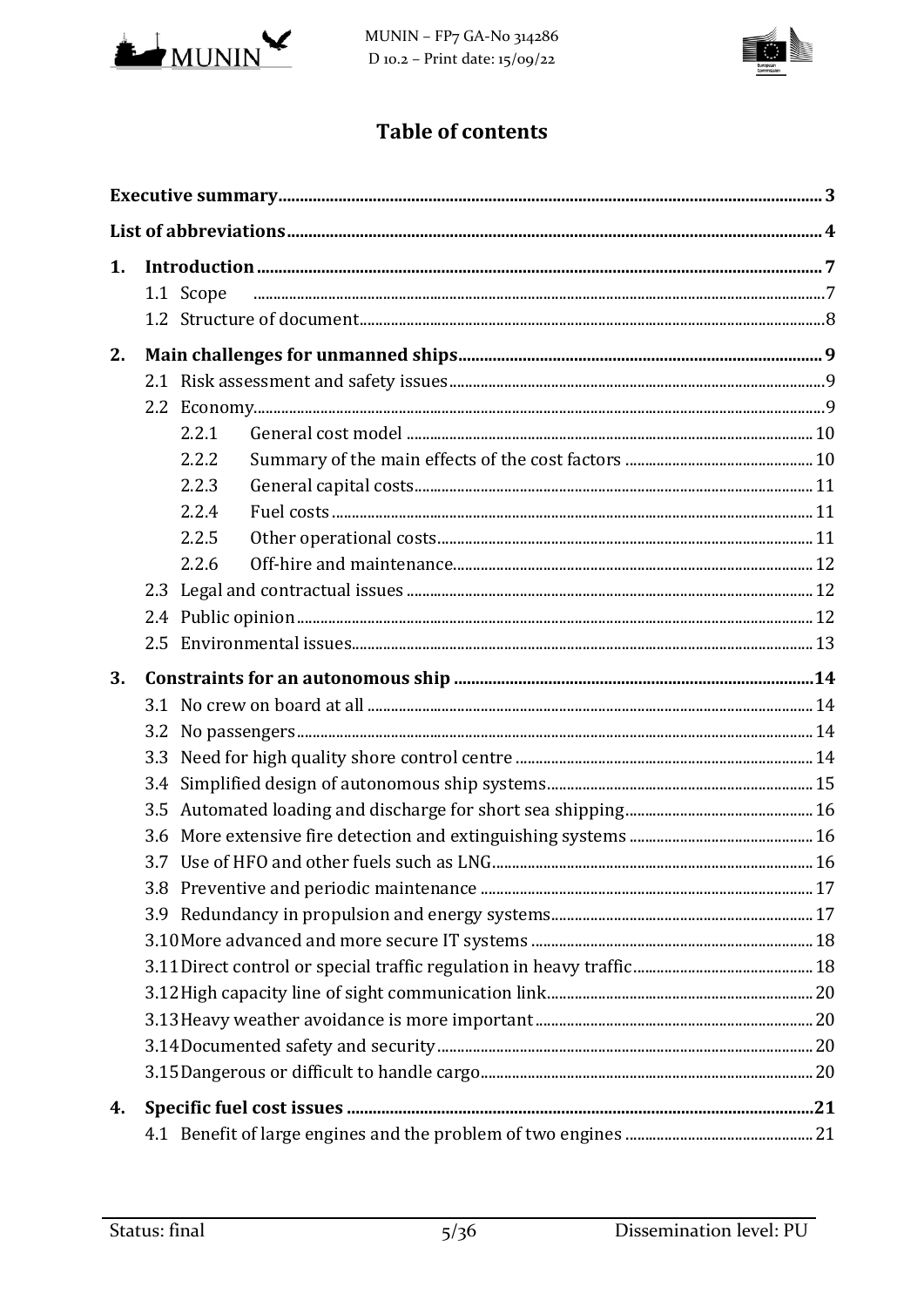# Table of contents

**Executive summary** 3

**List of abbreviations** 4

**1. Introduction** 7

- 1.1 Scope 7
- 1.2 Structure of document 8

**2. Main challenges for unmanned ships** 9

- 2.1 Risk assessment and safety issues 9
- 2.2 Economy 9
  - 2.2.1 General cost model 10
  - 2.2.2 Summary of the main effects of the cost factors 10
  - 2.2.3 General capital costs 11
  - 2.2.4 Fuel costs 11
  - 2.2.5 Other operational costs 11
  - 2.2.6 Off-hire and maintenance 12
- 2.3 Legal and contractual issues 12
- 2.4 Public opinion 12
- 2.5 Environmental issues 13

**3. Constraints for an autonomous ship** 14

- 3.1 No crew on board at all 14
- 3.2 No passengers 14
- 3.3 Need for high quality shore control centre 14
- 3.4 Simplified design of autonomous ship systems 15
- 3.5 Automated loading and discharge for short sea shipping 16
- 3.6 More extensive fire detection and extinguishing systems 16
- 3.7 Use of HFO and other fuels such as LNG 16
- 3.8 Preventive and periodic maintenance 17
- 3.9 Redundancy in propulsion and energy systems 17
- 3.10 More advanced and more secure IT systems 18
- 3.11 Direct control or special traffic regulation in heavy traffic 18
- 3.12 High capacity line of sight communication link 20
- 3.13 Heavy weather avoidance is more important 20
- 3.14 Documented safety and security 20
- 3.15 Dangerous or difficult to handle cargo 20

**4. Specific fuel cost issues** 21

- 4.1 Benefit of large engines and the problem of two engines 21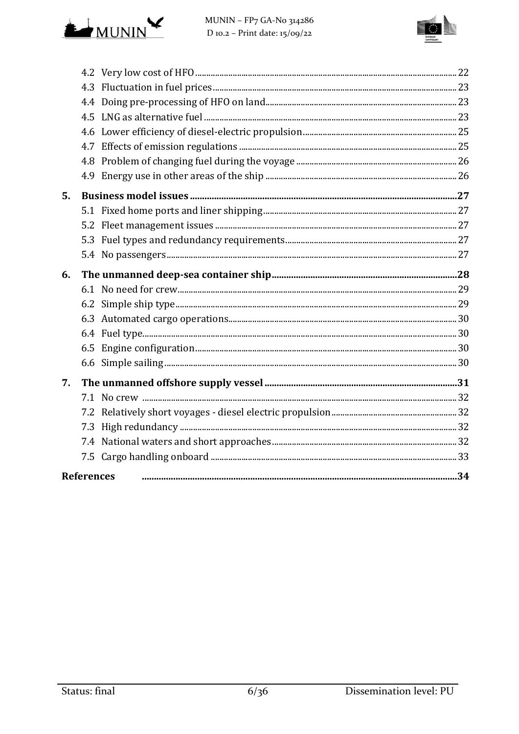4.2 Very low cost of HFO ... 22
4.3 Fluctuation in fuel prices ... 23
4.4 Doing pre-processing of HFO on land ... 23
4.5 LNG as alternative fuel ... 23
4.6 Lower efficiency of diesel-electric propulsion ... 25
4.7 Effects of emission regulations ... 25
4.8 Problem of changing fuel during the voyage ... 26
4.9 Energy use in other areas of the ship ... 26

**5. Business model issues ... 27**

5.1 Fixed home ports and liner shipping ... 27
5.2 Fleet management issues ... 27
5.3 Fuel types and redundancy requirements ... 27
5.4 No passengers ... 27

**6. The unmanned deep-sea container ship ... 28**

6.1 No need for crew ... 29
6.2 Simple ship type ... 29
6.3 Automated cargo operations ... 30
6.4 Fuel type ... 30
6.5 Engine configuration ... 30
6.6 Simple sailing ... 30

**7. The unmanned offshore supply vessel ... 31**

7.1 No crew ... 32
7.2 Relatively short voyages - diesel electric propulsion ... 32
7.3 High redundancy ... 32
7.4 National waters and short approaches ... 32
7.5 Cargo handling onboard ... 33

**References ... 34**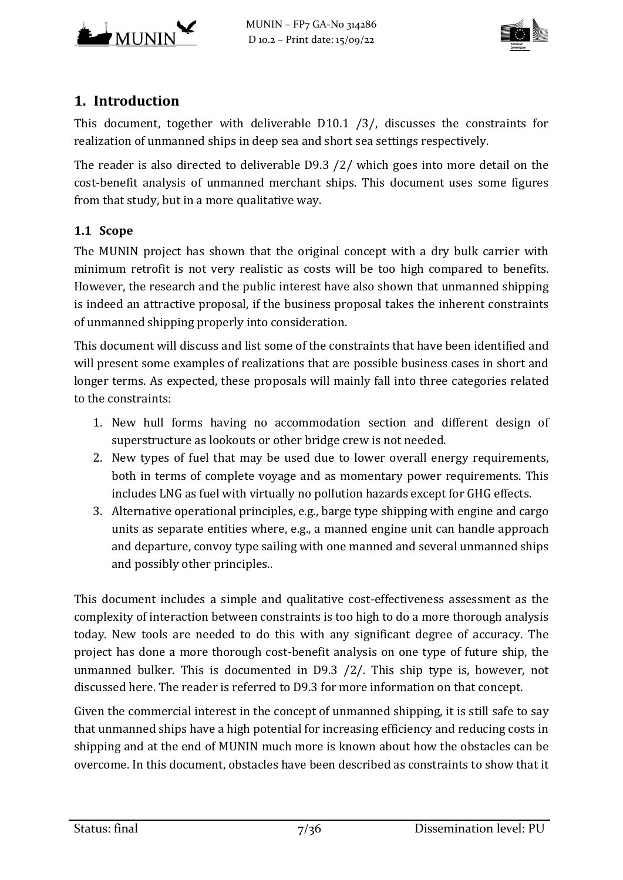# 1. Introduction

This document, together with deliverable D10.1 /3/, discusses the constraints for realization of unmanned ships in deep sea and short sea settings respectively.

The reader is also directed to deliverable D9.3 /2/ which goes into more detail on the cost-benefit analysis of unmanned merchant ships. This document uses some figures from that study, but in a more qualitative way.

## 1.1 Scope

The MUNIN project has shown that the original concept with a dry bulk carrier with minimum retrofit is not very realistic as costs will be too high compared to benefits. However, the research and the public interest have also shown that unmanned shipping is indeed an attractive proposal, if the business proposal takes the inherent constraints of unmanned shipping properly into consideration.

This document will discuss and list some of the constraints that have been identified and will present some examples of realizations that are possible business cases in short and longer terms. As expected, these proposals will mainly fall into three categories related to the constraints:

1. New hull forms having no accommodation section and different design of superstructure as lookouts or other bridge crew is not needed.
2. New types of fuel that may be used due to lower overall energy requirements, both in terms of complete voyage and as momentary power requirements. This includes LNG as fuel with virtually no pollution hazards except for GHG effects.
3. Alternative operational principles, e.g., barge type shipping with engine and cargo units as separate entities where, e.g., a manned engine unit can handle approach and departure, convoy type sailing with one manned and several unmanned ships and possibly other principles..

This document includes a simple and qualitative cost-effectiveness assessment as the complexity of interaction between constraints is too high to do a more thorough analysis today. New tools are needed to do this with any significant degree of accuracy. The project has done a more thorough cost-benefit analysis on one type of future ship, the unmanned bulker. This is documented in D9.3 /2/. This ship type is, however, not discussed here. The reader is referred to D9.3 for more information on that concept.

Given the commercial interest in the concept of unmanned shipping, it is still safe to say that unmanned ships have a high potential for increasing efficiency and reducing costs in shipping and at the end of MUNIN much more is known about how the obstacles can be overcome. In this document, obstacles have been described as constraints to show that it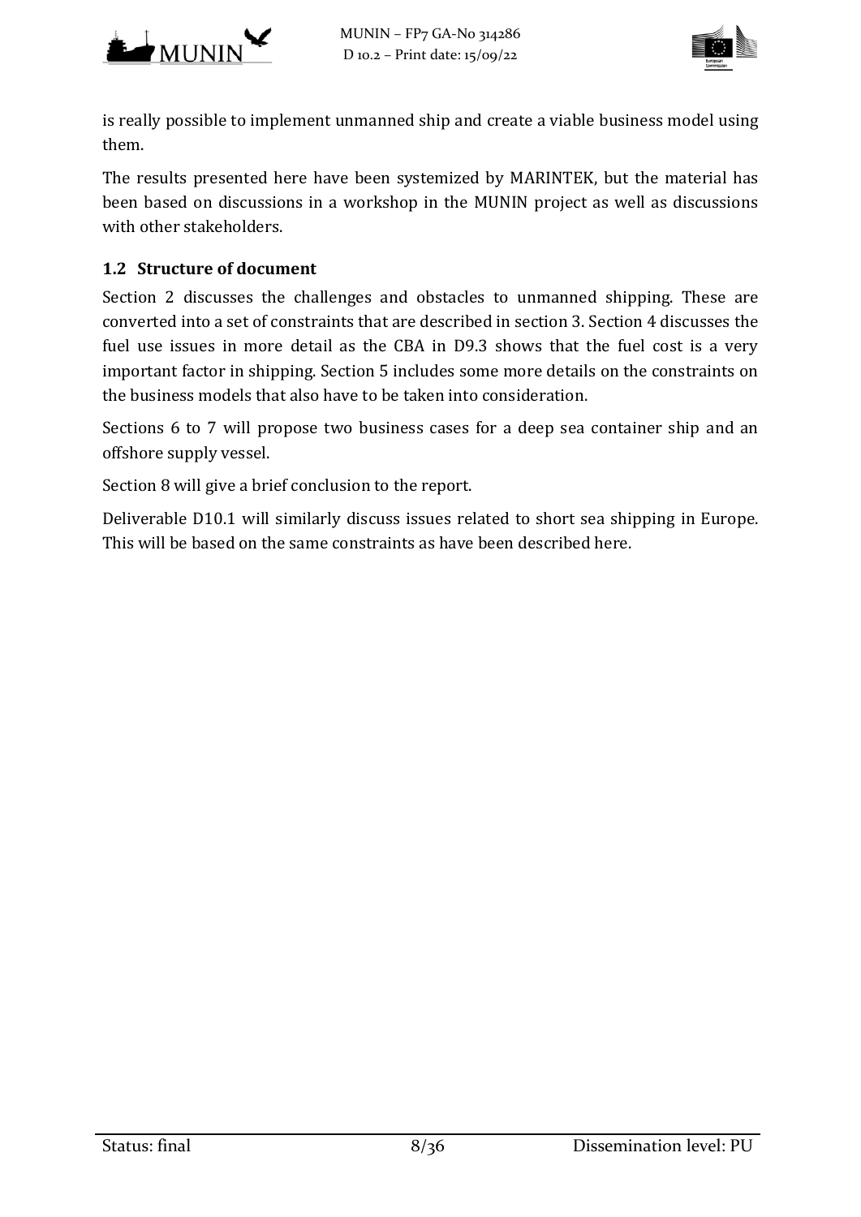is really possible to implement unmanned ship and create a viable business model using them.

The results presented here have been systemized by MARINTEK, but the material has been based on discussions in a workshop in the MUNIN project as well as discussions with other stakeholders.

## 1.2 Structure of document

Section 2 discusses the challenges and obstacles to unmanned shipping. These are converted into a set of constraints that are described in section 3. Section 4 discusses the fuel use issues in more detail as the CBA in D9.3 shows that the fuel cost is a very important factor in shipping. Section 5 includes some more details on the constraints on the business models that also have to be taken into consideration.

Sections 6 to 7 will propose two business cases for a deep sea container ship and an offshore supply vessel.

Section 8 will give a brief conclusion to the report.

Deliverable D10.1 will similarly discuss issues related to short sea shipping in Europe. This will be based on the same constraints as have been described here.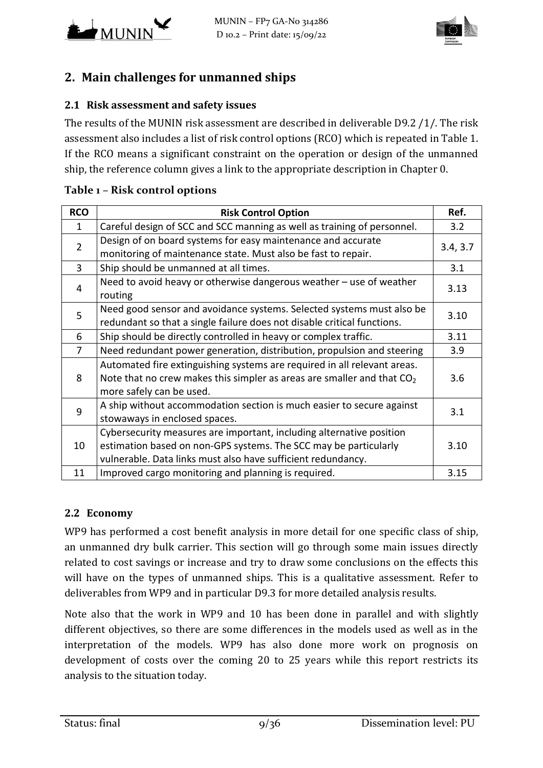## 2. Main challenges for unmanned ships

### 2.1 Risk assessment and safety issues

The results of the MUNIN risk assessment are described in deliverable D9.2 /1/. The risk assessment also includes a list of risk control options (RCO) which is repeated in Table 1. If the RCO means a significant constraint on the operation or design of the unmanned ship, the reference column gives a link to the appropriate description in Chapter 0.

**Table 1 – Risk control options**

| RCO | Risk Control Option | Ref. |
|---|---|---|
| 1 | Careful design of SCC and SCC manning as well as training of personnel. | 3.2 |
| 2 | Design of on board systems for easy maintenance and accurate monitoring of maintenance state. Must also be fast to repair. | 3.4, 3.7 |
| 3 | Ship should be unmanned at all times. | 3.1 |
| 4 | Need to avoid heavy or otherwise dangerous weather – use of weather routing | 3.13 |
| 5 | Need good sensor and avoidance systems. Selected systems must also be redundant so that a single failure does not disable critical functions. | 3.10 |
| 6 | Ship should be directly controlled in heavy or complex traffic. | 3.11 |
| 7 | Need redundant power generation, distribution, propulsion and steering | 3.9 |
| 8 | Automated fire extinguishing systems are required in all relevant areas. Note that no crew makes this simpler as areas are smaller and that $CO_2$ more safely can be used. | 3.6 |
| 9 | A ship without accommodation section is much easier to secure against stowaways in enclosed spaces. | 3.1 |
| 10 | Cybersecurity measures are important, including alternative position estimation based on non-GPS systems. The SCC may be particularly vulnerable. Data links must also have sufficient redundancy. | 3.10 |
| 11 | Improved cargo monitoring and planning is required. | 3.15 |

### 2.2 Economy

WP9 has performed a cost benefit analysis in more detail for one specific class of ship, an unmanned dry bulk carrier. This section will go through some main issues directly related to cost savings or increase and try to draw some conclusions on the effects this will have on the types of unmanned ships. This is a qualitative assessment. Refer to deliverables from WP9 and in particular D9.3 for more detailed analysis results.

Note also that the work in WP9 and 10 has been done in parallel and with slightly different objectives, so there are some differences in the models used as well as in the interpretation of the models. WP9 has also done more work on prognosis on development of costs over the coming 20 to 25 years while this report restricts its analysis to the situation today.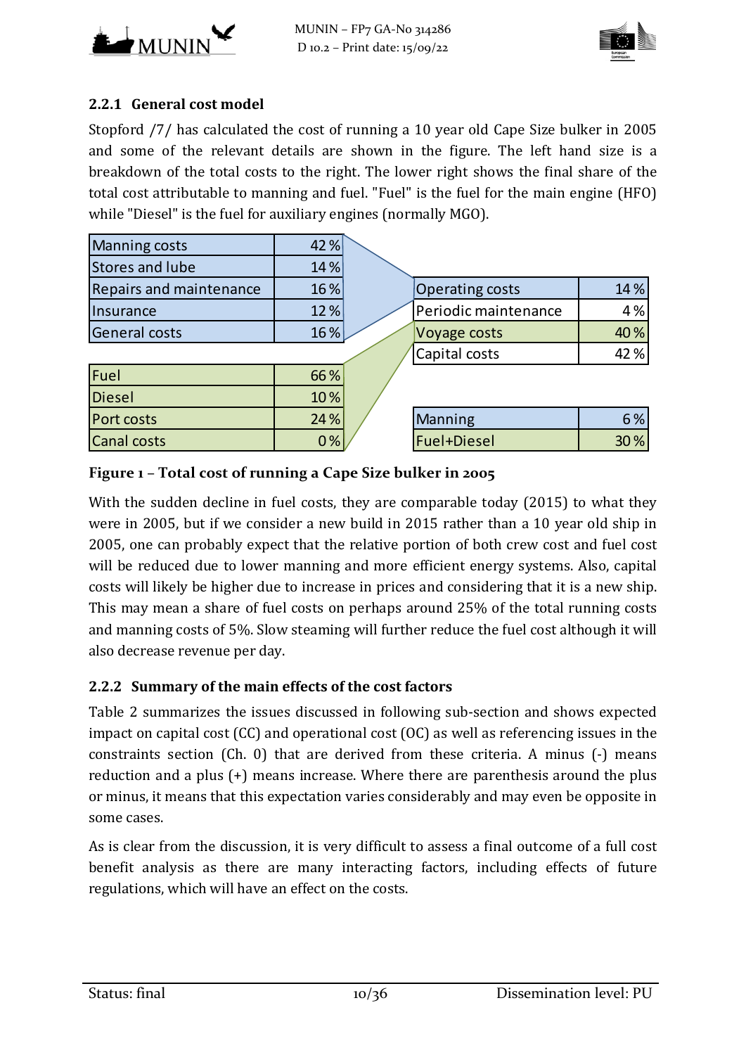### 2.2.1 General cost model

Stopford /7/ has calculated the cost of running a 10 year old Cape Size bulker in 2005 and some of the relevant details are shown in the figure. The left hand size is a breakdown of the total costs to the right. The lower right shows the final share of the total cost attributable to manning and fuel. "Fuel" is the fuel for the main engine (HFO) while "Diesel" is the fuel for auxiliary engines (normally MGO).

| Manning costs | 42 % |
|---|---|
| Stores and lube | 14 % |
| Repairs and maintenance | 16 % |
| Insurance | 12 % |
| General costs | 16 % |

| Fuel | 66 % |
|---|---|
| Diesel | 10 % |
| Port costs | 24 % |
| Canal costs | 0 % |

| Operating costs | 14 % |
|---|---|
| Periodic maintenance | 4 % |
| Voyage costs | 40 % |
| Capital costs | 42 % |

| Manning | 6 % |
|---|---|
| Fuel+Diesel | 30 % |

**Figure 1 – Total cost of running a Cape Size bulker in 2005**

With the sudden decline in fuel costs, they are comparable today (2015) to what they were in 2005, but if we consider a new build in 2015 rather than a 10 year old ship in 2005, one can probably expect that the relative portion of both crew cost and fuel cost will be reduced due to lower manning and more efficient energy systems. Also, capital costs will likely be higher due to increase in prices and considering that it is a new ship. This may mean a share of fuel costs on perhaps around 25% of the total running costs and manning costs of 5%. Slow steaming will further reduce the fuel cost although it will also decrease revenue per day.

### 2.2.2 Summary of the main effects of the cost factors

Table 2 summarizes the issues discussed in following sub-section and shows expected impact on capital cost (CC) and operational cost (OC) as well as referencing issues in the constraints section (Ch. 0) that are derived from these criteria. A minus (-) means reduction and a plus (+) means increase. Where there are parenthesis around the plus or minus, it means that this expectation varies considerably and may even be opposite in some cases.

As is clear from the discussion, it is very difficult to assess a final outcome of a full cost benefit analysis as there are many interacting factors, including effects of future regulations, which will have an effect on the costs.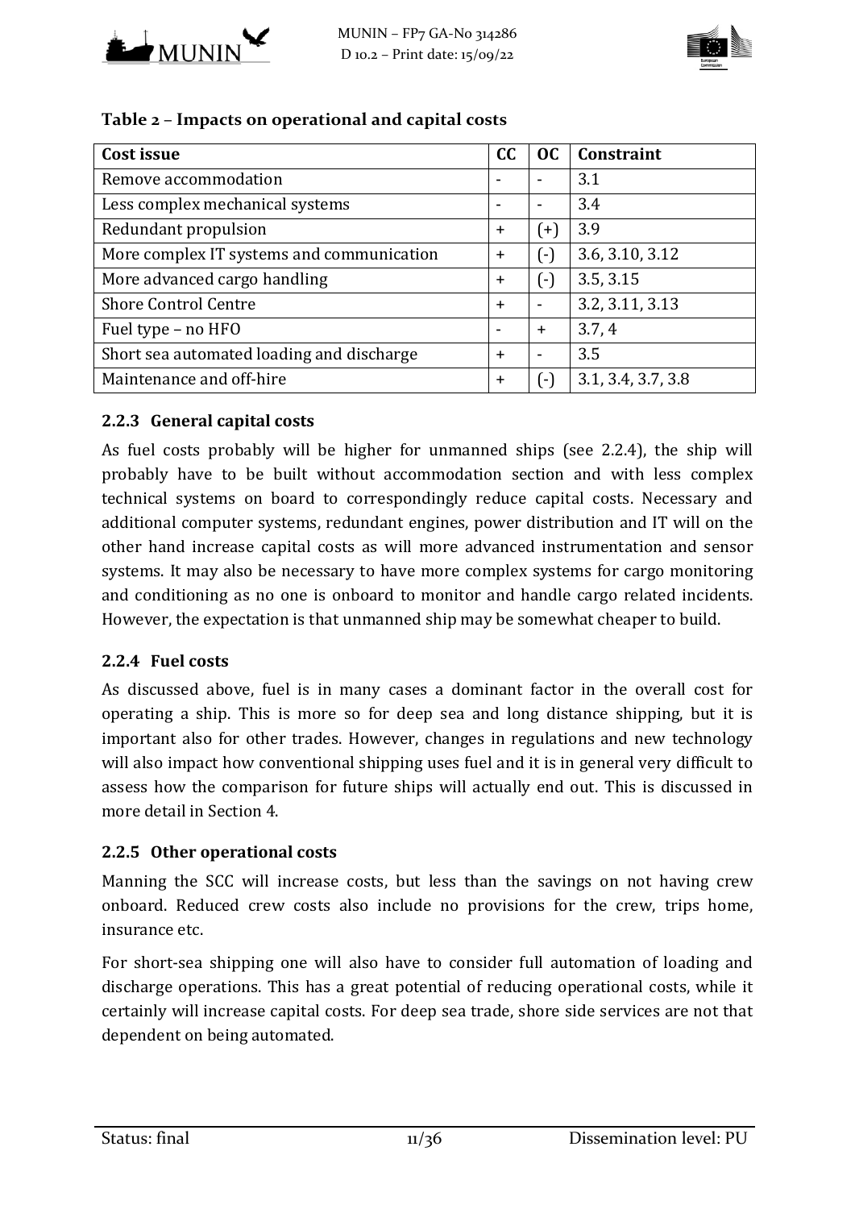**Table 2 – Impacts on operational and capital costs**

| Cost issue | CC | OC | Constraint |
|---|---|---|---|
| Remove accommodation | - | - | 3.1 |
| Less complex mechanical systems | - | - | 3.4 |
| Redundant propulsion | + | (+) | 3.9 |
| More complex IT systems and communication | + | (-) | 3.6, 3.10, 3.12 |
| More advanced cargo handling | + | (-) | 3.5, 3.15 |
| Shore Control Centre | + | - | 3.2, 3.11, 3.13 |
| Fuel type – no HFO | - | + | 3.7, 4 |
| Short sea automated loading and discharge | + | - | 3.5 |
| Maintenance and off-hire | + | (-) | 3.1, 3.4, 3.7, 3.8 |

### 2.2.3 General capital costs

As fuel costs probably will be higher for unmanned ships (see 2.2.4), the ship will probably have to be built without accommodation section and with less complex technical systems on board to correspondingly reduce capital costs. Necessary and additional computer systems, redundant engines, power distribution and IT will on the other hand increase capital costs as will more advanced instrumentation and sensor systems. It may also be necessary to have more complex systems for cargo monitoring and conditioning as no one is onboard to monitor and handle cargo related incidents. However, the expectation is that unmanned ship may be somewhat cheaper to build.

### 2.2.4 Fuel costs

As discussed above, fuel is in many cases a dominant factor in the overall cost for operating a ship. This is more so for deep sea and long distance shipping, but it is important also for other trades. However, changes in regulations and new technology will also impact how conventional shipping uses fuel and it is in general very difficult to assess how the comparison for future ships will actually end out. This is discussed in more detail in Section 4.

### 2.2.5 Other operational costs

Manning the SCC will increase costs, but less than the savings on not having crew onboard. Reduced crew costs also include no provisions for the crew, trips home, insurance etc.

For short-sea shipping one will also have to consider full automation of loading and discharge operations. This has a great potential of reducing operational costs, while it certainly will increase capital costs. For deep sea trade, shore side services are not that dependent on being automated.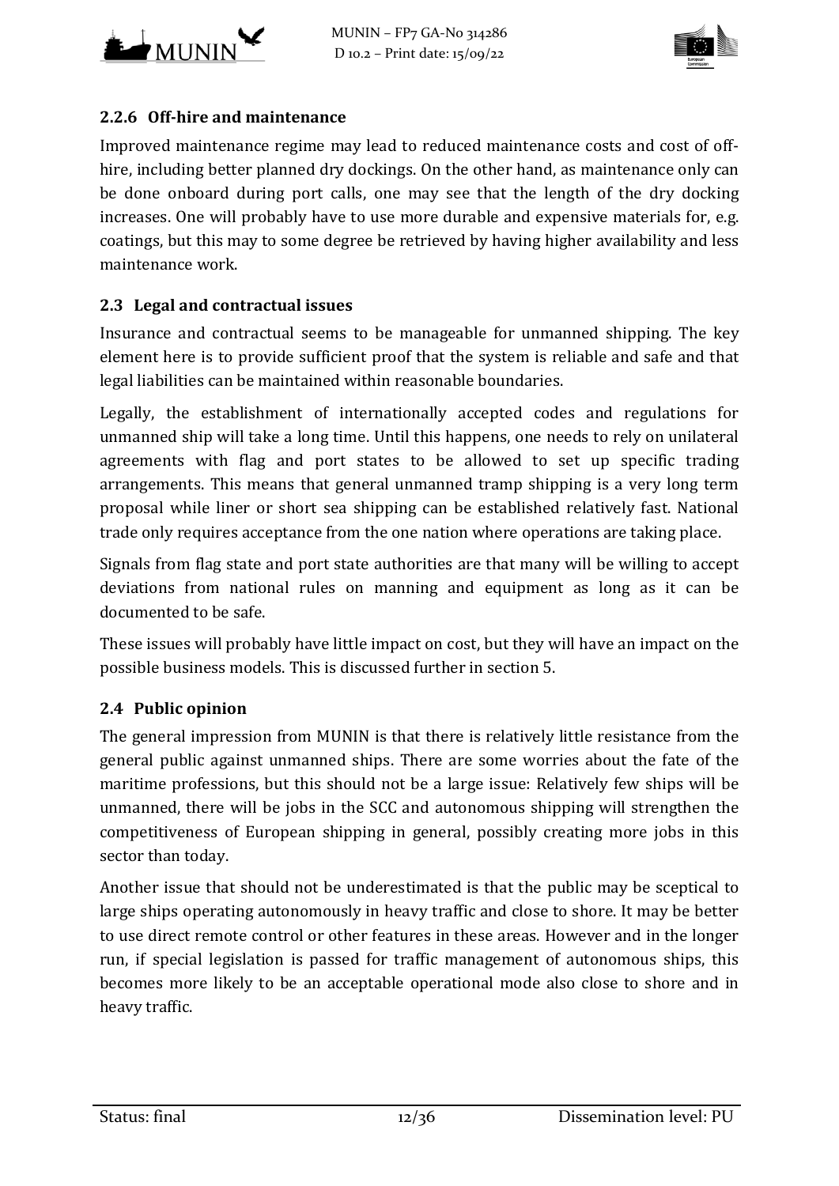### 2.2.6 Off-hire and maintenance

Improved maintenance regime may lead to reduced maintenance costs and cost of off-hire, including better planned dry dockings. On the other hand, as maintenance only can be done onboard during port calls, one may see that the length of the dry docking increases. One will probably have to use more durable and expensive materials for, e.g. coatings, but this may to some degree be retrieved by having higher availability and less maintenance work.

## 2.3 Legal and contractual issues

Insurance and contractual seems to be manageable for unmanned shipping. The key element here is to provide sufficient proof that the system is reliable and safe and that legal liabilities can be maintained within reasonable boundaries.

Legally, the establishment of internationally accepted codes and regulations for unmanned ship will take a long time. Until this happens, one needs to rely on unilateral agreements with flag and port states to be allowed to set up specific trading arrangements. This means that general unmanned tramp shipping is a very long term proposal while liner or short sea shipping can be established relatively fast. National trade only requires acceptance from the one nation where operations are taking place.

Signals from flag state and port state authorities are that many will be willing to accept deviations from national rules on manning and equipment as long as it can be documented to be safe.

These issues will probably have little impact on cost, but they will have an impact on the possible business models. This is discussed further in section 5.

## 2.4 Public opinion

The general impression from MUNIN is that there is relatively little resistance from the general public against unmanned ships. There are some worries about the fate of the maritime professions, but this should not be a large issue: Relatively few ships will be unmanned, there will be jobs in the SCC and autonomous shipping will strengthen the competitiveness of European shipping in general, possibly creating more jobs in this sector than today.

Another issue that should not be underestimated is that the public may be sceptical to large ships operating autonomously in heavy traffic and close to shore. It may be better to use direct remote control or other features in these areas. However and in the longer run, if special legislation is passed for traffic management of autonomous ships, this becomes more likely to be an acceptable operational mode also close to shore and in heavy traffic.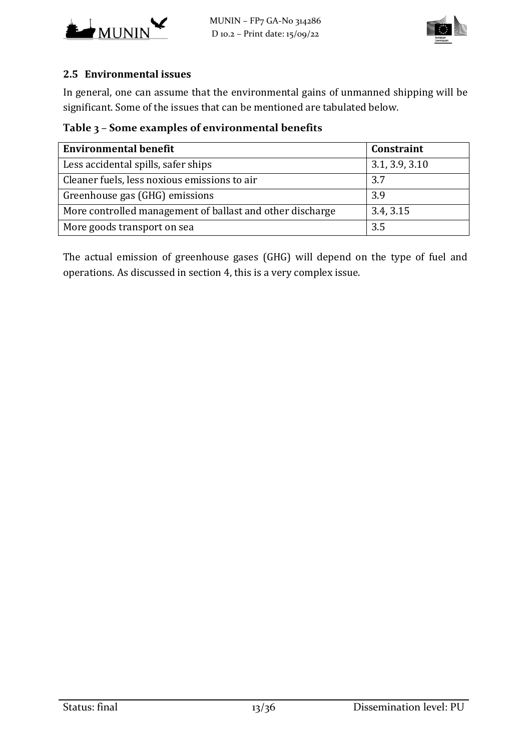## 2.5 Environmental issues

In general, one can assume that the environmental gains of unmanned shipping will be significant. Some of the issues that can be mentioned are tabulated below.

**Table 3 – Some examples of environmental benefits**

| Environmental benefit | Constraint |
|---|---|
| Less accidental spills, safer ships | 3.1, 3.9, 3.10 |
| Cleaner fuels, less noxious emissions to air | 3.7 |
| Greenhouse gas (GHG) emissions | 3.9 |
| More controlled management of ballast and other discharge | 3.4, 3.15 |
| More goods transport on sea | 3.5 |

The actual emission of greenhouse gases (GHG) will depend on the type of fuel and operations. As discussed in section 4, this is a very complex issue.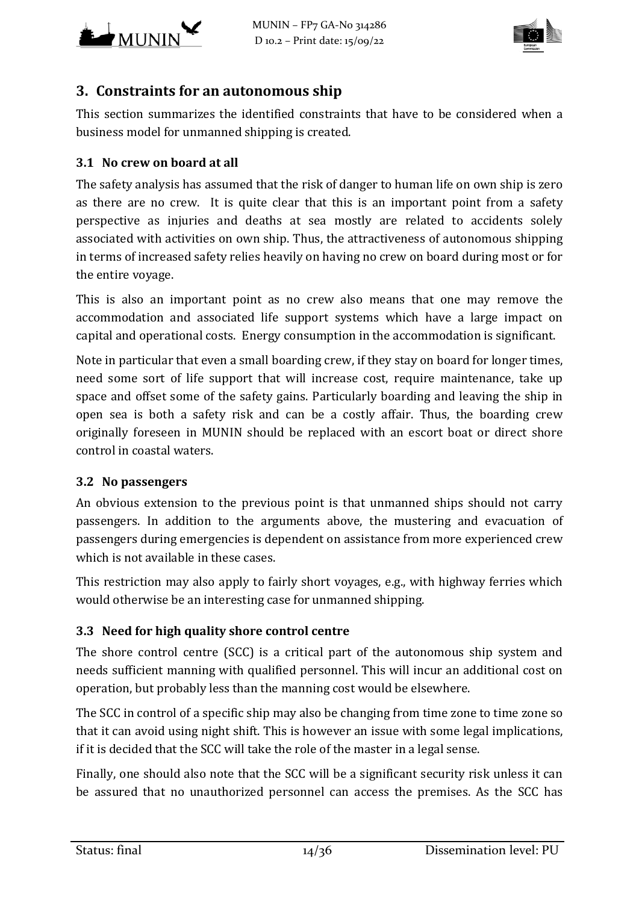## 3. Constraints for an autonomous ship

This section summarizes the identified constraints that have to be considered when a business model for unmanned shipping is created.

### 3.1 No crew on board at all

The safety analysis has assumed that the risk of danger to human life on own ship is zero as there are no crew. It is quite clear that this is an important point from a safety perspective as injuries and deaths at sea mostly are related to accidents solely associated with activities on own ship. Thus, the attractiveness of autonomous shipping in terms of increased safety relies heavily on having no crew on board during most or for the entire voyage.

This is also an important point as no crew also means that one may remove the accommodation and associated life support systems which have a large impact on capital and operational costs. Energy consumption in the accommodation is significant.

Note in particular that even a small boarding crew, if they stay on board for longer times, need some sort of life support that will increase cost, require maintenance, take up space and offset some of the safety gains. Particularly boarding and leaving the ship in open sea is both a safety risk and can be a costly affair. Thus, the boarding crew originally foreseen in MUNIN should be replaced with an escort boat or direct shore control in coastal waters.

### 3.2 No passengers

An obvious extension to the previous point is that unmanned ships should not carry passengers. In addition to the arguments above, the mustering and evacuation of passengers during emergencies is dependent on assistance from more experienced crew which is not available in these cases.

This restriction may also apply to fairly short voyages, e.g., with highway ferries which would otherwise be an interesting case for unmanned shipping.

### 3.3 Need for high quality shore control centre

The shore control centre (SCC) is a critical part of the autonomous ship system and needs sufficient manning with qualified personnel. This will incur an additional cost on operation, but probably less than the manning cost would be elsewhere.

The SCC in control of a specific ship may also be changing from time zone to time zone so that it can avoid using night shift. This is however an issue with some legal implications, if it is decided that the SCC will take the role of the master in a legal sense.

Finally, one should also note that the SCC will be a significant security risk unless it can be assured that no unauthorized personnel can access the premises. As the SCC has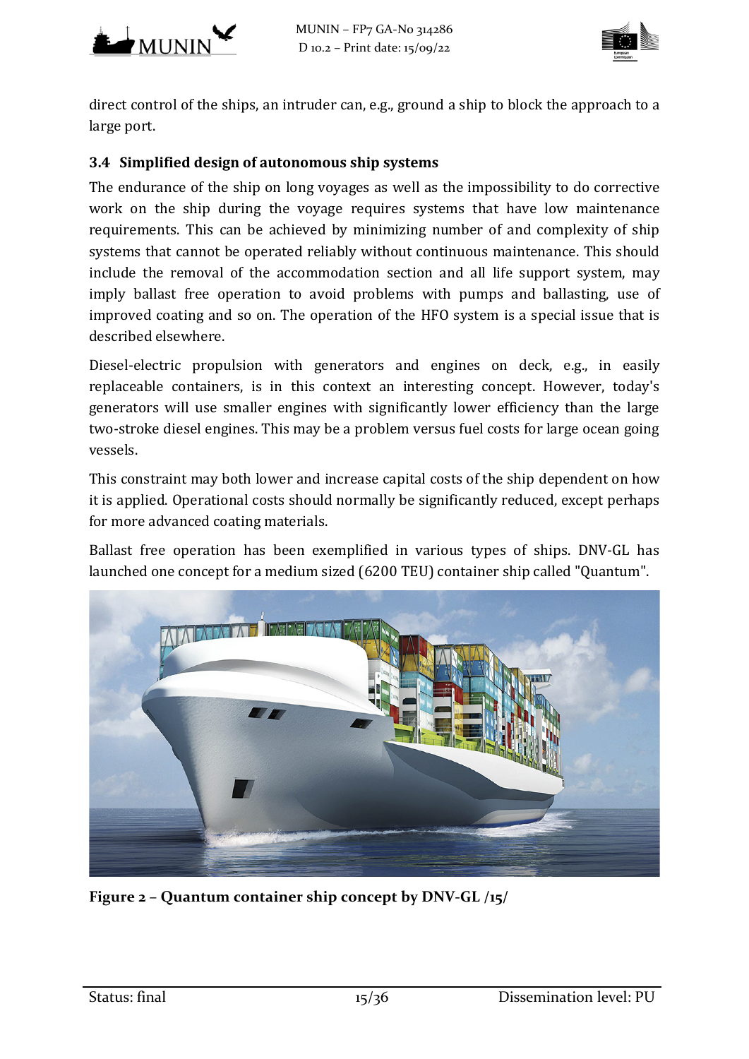direct control of the ships, an intruder can, e.g., ground a ship to block the approach to a large port.

### 3.4 Simplified design of autonomous ship systems

The endurance of the ship on long voyages as well as the impossibility to do corrective work on the ship during the voyage requires systems that have low maintenance requirements. This can be achieved by minimizing number of and complexity of ship systems that cannot be operated reliably without continuous maintenance. This should include the removal of the accommodation section and all life support system, may imply ballast free operation to avoid problems with pumps and ballasting, use of improved coating and so on. The operation of the HFO system is a special issue that is described elsewhere.

Diesel-electric propulsion with generators and engines on deck, e.g., in easily replaceable containers, is in this context an interesting concept. However, today's generators will use smaller engines with significantly lower efficiency than the large two-stroke diesel engines. This may be a problem versus fuel costs for large ocean going vessels.

This constraint may both lower and increase capital costs of the ship dependent on how it is applied. Operational costs should normally be significantly reduced, except perhaps for more advanced coating materials.

Ballast free operation has been exemplified in various types of ships. DNV-GL has launched one concept for a medium sized (6200 TEU) container ship called "Quantum".

**Figure 2 – Quantum container ship concept by DNV-GL /15/**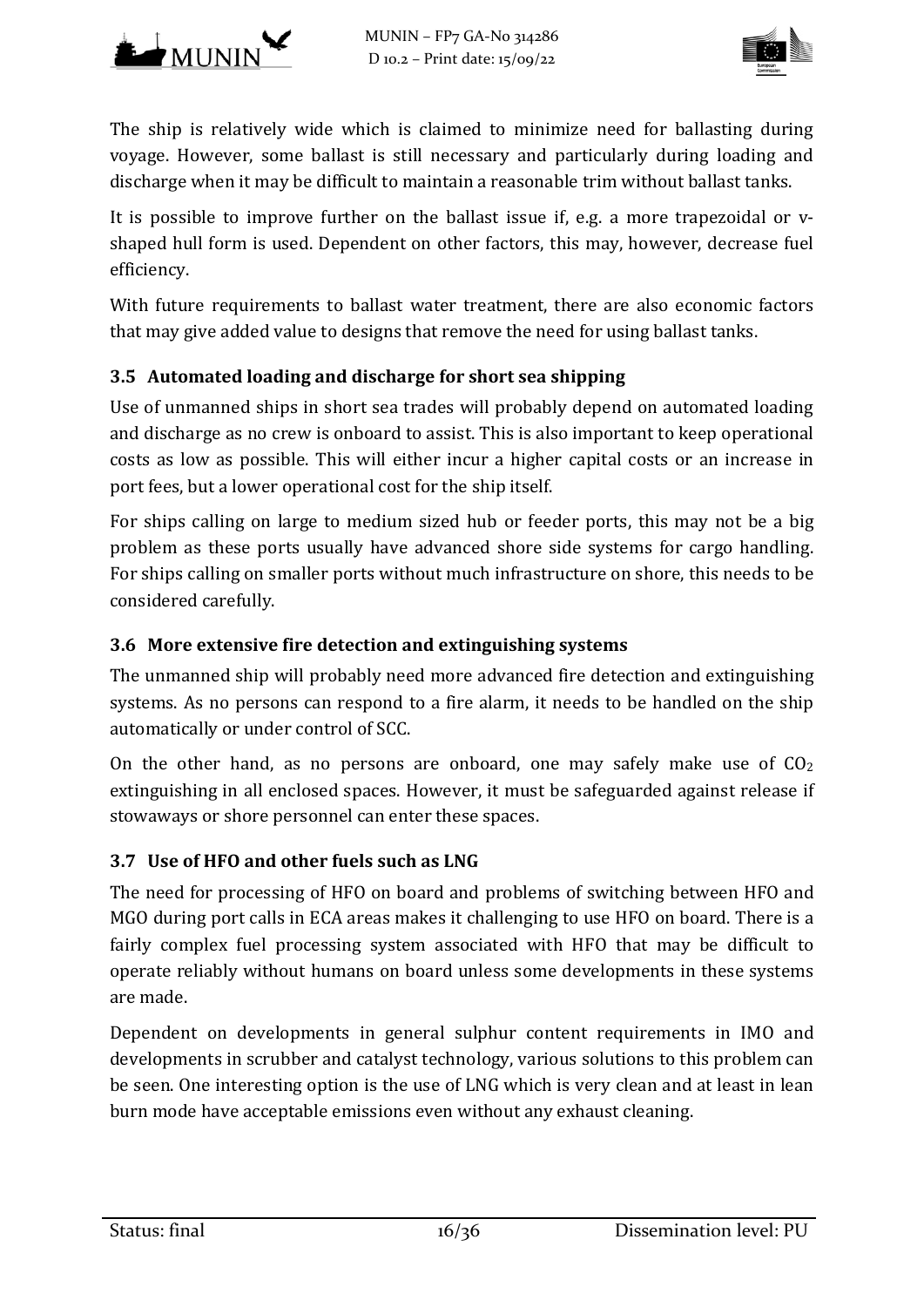The ship is relatively wide which is claimed to minimize need for ballasting during voyage. However, some ballast is still necessary and particularly during loading and discharge when it may be difficult to maintain a reasonable trim without ballast tanks.

It is possible to improve further on the ballast issue if, e.g. a more trapezoidal or v-shaped hull form is used. Dependent on other factors, this may, however, decrease fuel efficiency.

With future requirements to ballast water treatment, there are also economic factors that may give added value to designs that remove the need for using ballast tanks.

### 3.5 Automated loading and discharge for short sea shipping

Use of unmanned ships in short sea trades will probably depend on automated loading and discharge as no crew is onboard to assist. This is also important to keep operational costs as low as possible. This will either incur a higher capital costs or an increase in port fees, but a lower operational cost for the ship itself.

For ships calling on large to medium sized hub or feeder ports, this may not be a big problem as these ports usually have advanced shore side systems for cargo handling. For ships calling on smaller ports without much infrastructure on shore, this needs to be considered carefully.

### 3.6 More extensive fire detection and extinguishing systems

The unmanned ship will probably need more advanced fire detection and extinguishing systems. As no persons can respond to a fire alarm, it needs to be handled on the ship automatically or under control of SCC.

On the other hand, as no persons are onboard, one may safely make use of $CO_2$ extinguishing in all enclosed spaces. However, it must be safeguarded against release if stowaways or shore personnel can enter these spaces.

### 3.7 Use of HFO and other fuels such as LNG

The need for processing of HFO on board and problems of switching between HFO and MGO during port calls in ECA areas makes it challenging to use HFO on board. There is a fairly complex fuel processing system associated with HFO that may be difficult to operate reliably without humans on board unless some developments in these systems are made.

Dependent on developments in general sulphur content requirements in IMO and developments in scrubber and catalyst technology, various solutions to this problem can be seen. One interesting option is the use of LNG which is very clean and at least in lean burn mode have acceptable emissions even without any exhaust cleaning.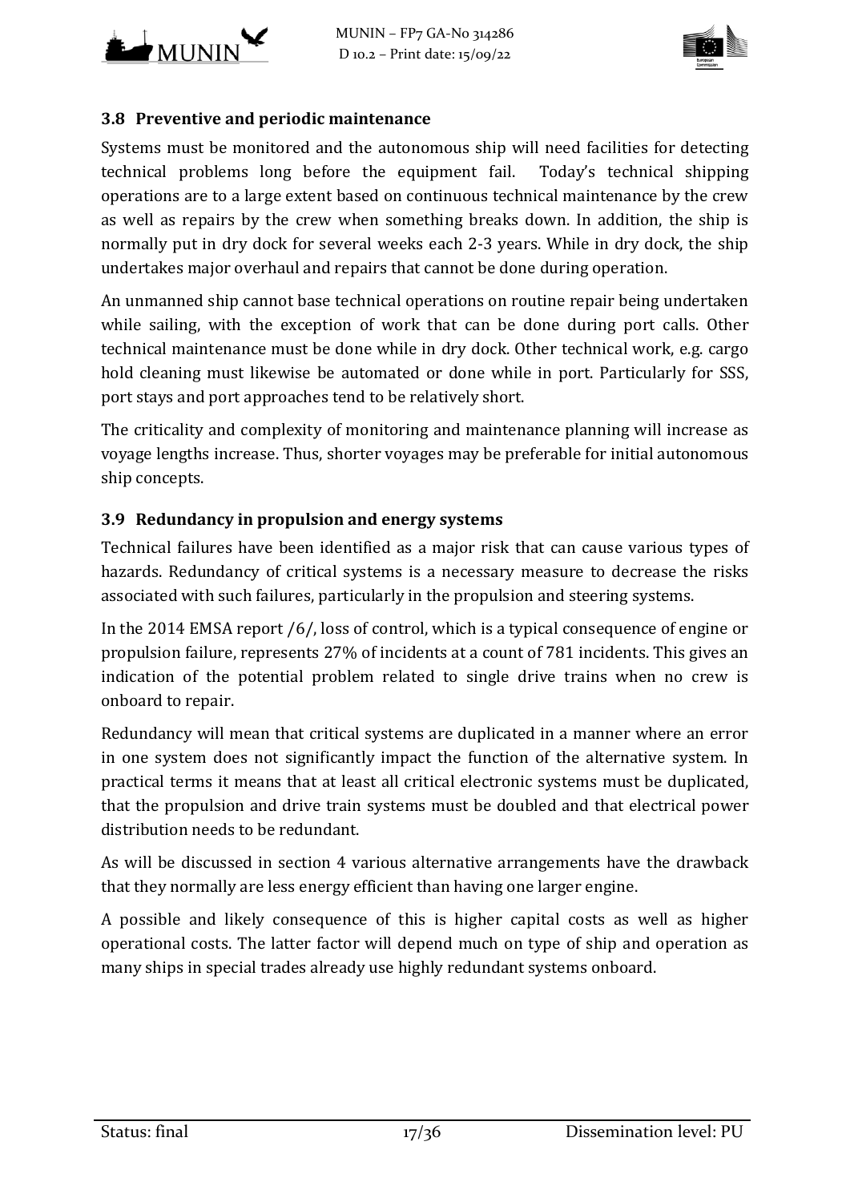## 3.8 Preventive and periodic maintenance

Systems must be monitored and the autonomous ship will need facilities for detecting technical problems long before the equipment fail. Today's technical shipping operations are to a large extent based on continuous technical maintenance by the crew as well as repairs by the crew when something breaks down. In addition, the ship is normally put in dry dock for several weeks each 2-3 years. While in dry dock, the ship undertakes major overhaul and repairs that cannot be done during operation.

An unmanned ship cannot base technical operations on routine repair being undertaken while sailing, with the exception of work that can be done during port calls. Other technical maintenance must be done while in dry dock. Other technical work, e.g. cargo hold cleaning must likewise be automated or done while in port. Particularly for SSS, port stays and port approaches tend to be relatively short.

The criticality and complexity of monitoring and maintenance planning will increase as voyage lengths increase. Thus, shorter voyages may be preferable for initial autonomous ship concepts.

## 3.9 Redundancy in propulsion and energy systems

Technical failures have been identified as a major risk that can cause various types of hazards. Redundancy of critical systems is a necessary measure to decrease the risks associated with such failures, particularly in the propulsion and steering systems.

In the 2014 EMSA report /6/, loss of control, which is a typical consequence of engine or propulsion failure, represents 27% of incidents at a count of 781 incidents. This gives an indication of the potential problem related to single drive trains when no crew is onboard to repair.

Redundancy will mean that critical systems are duplicated in a manner where an error in one system does not significantly impact the function of the alternative system. In practical terms it means that at least all critical electronic systems must be duplicated, that the propulsion and drive train systems must be doubled and that electrical power distribution needs to be redundant.

As will be discussed in section 4 various alternative arrangements have the drawback that they normally are less energy efficient than having one larger engine.

A possible and likely consequence of this is higher capital costs as well as higher operational costs. The latter factor will depend much on type of ship and operation as many ships in special trades already use highly redundant systems onboard.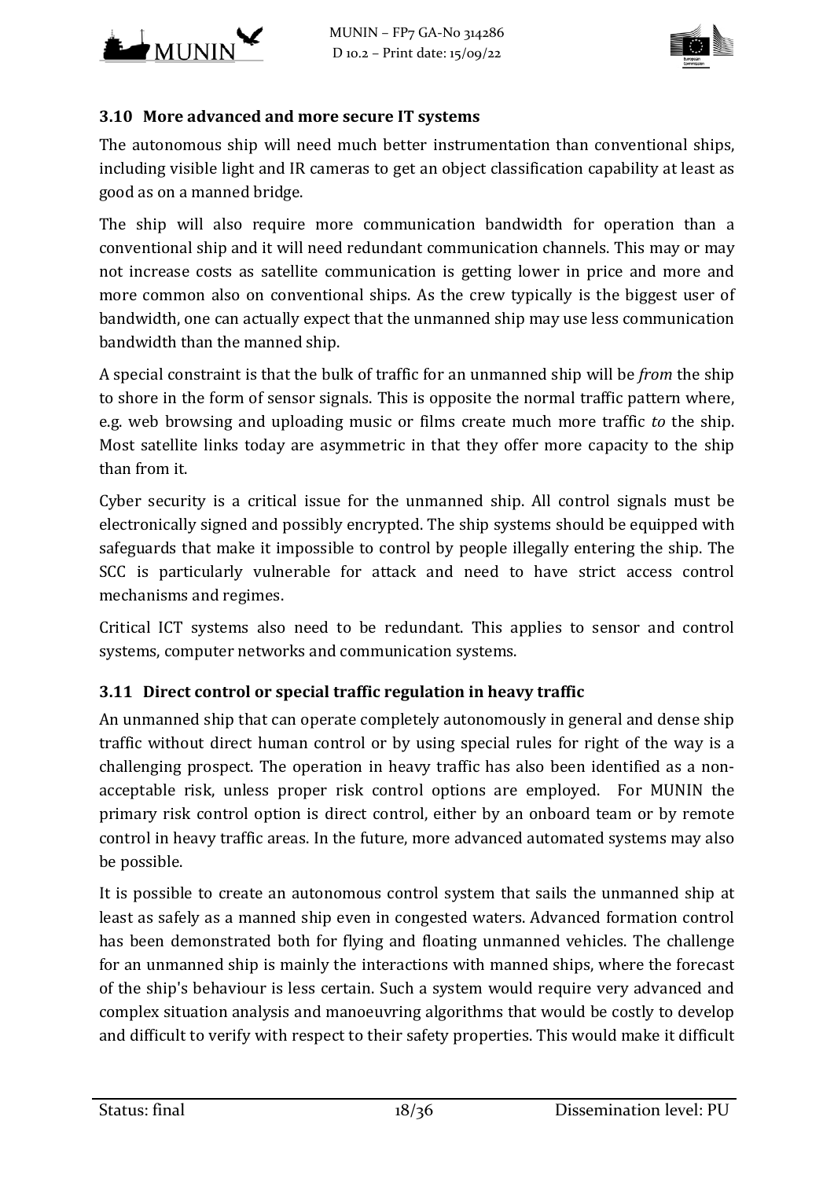### 3.10 More advanced and more secure IT systems

The autonomous ship will need much better instrumentation than conventional ships, including visible light and IR cameras to get an object classification capability at least as good as on a manned bridge.

The ship will also require more communication bandwidth for operation than a conventional ship and it will need redundant communication channels. This may or may not increase costs as satellite communication is getting lower in price and more and more common also on conventional ships. As the crew typically is the biggest user of bandwidth, one can actually expect that the unmanned ship may use less communication bandwidth than the manned ship.

A special constraint is that the bulk of traffic for an unmanned ship will be *from* the ship to shore in the form of sensor signals. This is opposite the normal traffic pattern where, e.g. web browsing and uploading music or films create much more traffic *to* the ship. Most satellite links today are asymmetric in that they offer more capacity to the ship than from it.

Cyber security is a critical issue for the unmanned ship. All control signals must be electronically signed and possibly encrypted. The ship systems should be equipped with safeguards that make it impossible to control by people illegally entering the ship. The SCC is particularly vulnerable for attack and need to have strict access control mechanisms and regimes.

Critical ICT systems also need to be redundant. This applies to sensor and control systems, computer networks and communication systems.

### 3.11 Direct control or special traffic regulation in heavy traffic

An unmanned ship that can operate completely autonomously in general and dense ship traffic without direct human control or by using special rules for right of the way is a challenging prospect. The operation in heavy traffic has also been identified as a non-acceptable risk, unless proper risk control options are employed. For MUNIN the primary risk control option is direct control, either by an onboard team or by remote control in heavy traffic areas. In the future, more advanced automated systems may also be possible.

It is possible to create an autonomous control system that sails the unmanned ship at least as safely as a manned ship even in congested waters. Advanced formation control has been demonstrated both for flying and floating unmanned vehicles. The challenge for an unmanned ship is mainly the interactions with manned ships, where the forecast of the ship's behaviour is less certain. Such a system would require very advanced and complex situation analysis and manoeuvring algorithms that would be costly to develop and difficult to verify with respect to their safety properties. This would make it difficult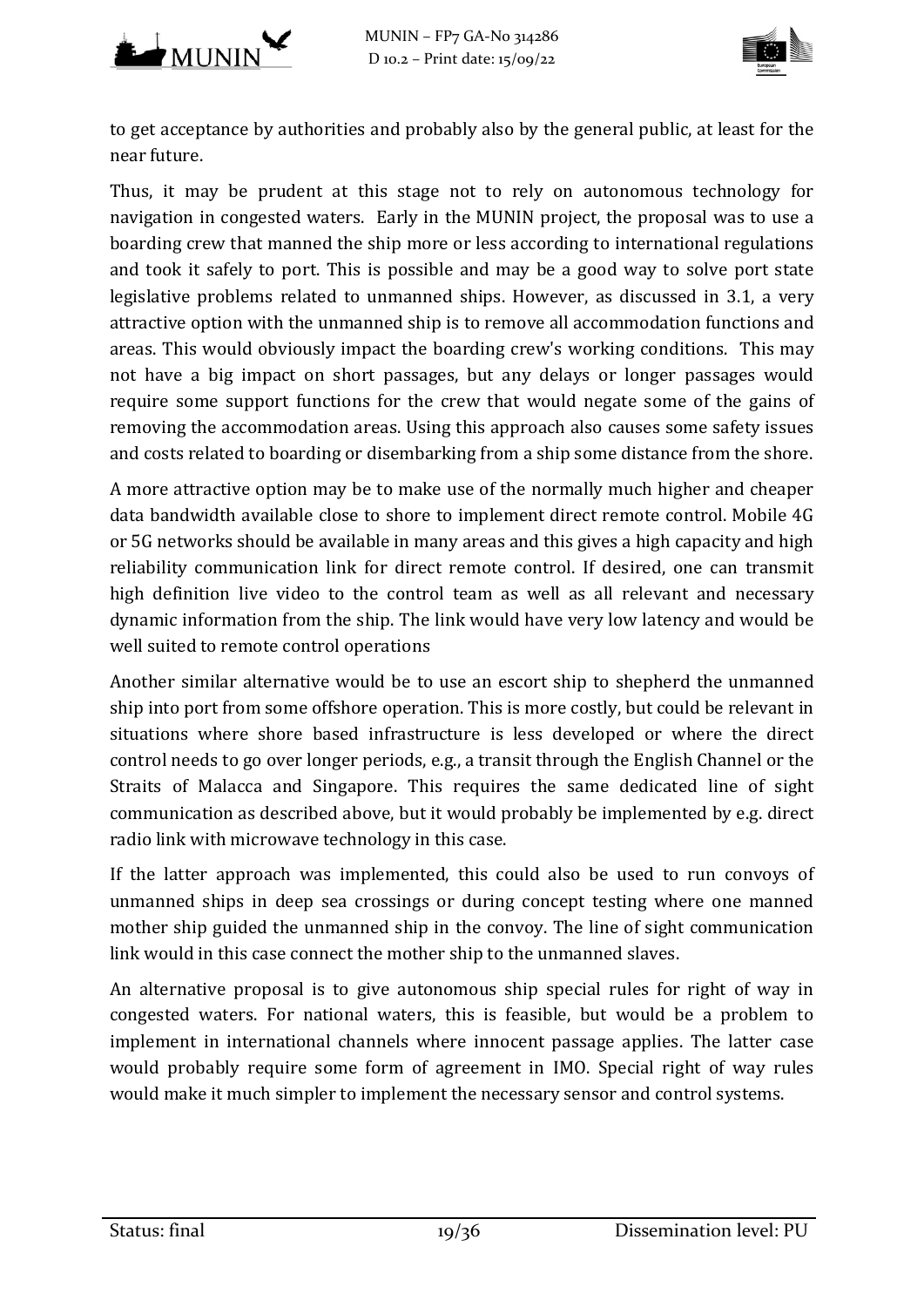to get acceptance by authorities and probably also by the general public, at least for the near future.

Thus, it may be prudent at this stage not to rely on autonomous technology for navigation in congested waters. Early in the MUNIN project, the proposal was to use a boarding crew that manned the ship more or less according to international regulations and took it safely to port. This is possible and may be a good way to solve port state legislative problems related to unmanned ships. However, as discussed in 3.1, a very attractive option with the unmanned ship is to remove all accommodation functions and areas. This would obviously impact the boarding crew's working conditions. This may not have a big impact on short passages, but any delays or longer passages would require some support functions for the crew that would negate some of the gains of removing the accommodation areas. Using this approach also causes some safety issues and costs related to boarding or disembarking from a ship some distance from the shore.

A more attractive option may be to make use of the normally much higher and cheaper data bandwidth available close to shore to implement direct remote control. Mobile 4G or 5G networks should be available in many areas and this gives a high capacity and high reliability communication link for direct remote control. If desired, one can transmit high definition live video to the control team as well as all relevant and necessary dynamic information from the ship. The link would have very low latency and would be well suited to remote control operations

Another similar alternative would be to use an escort ship to shepherd the unmanned ship into port from some offshore operation. This is more costly, but could be relevant in situations where shore based infrastructure is less developed or where the direct control needs to go over longer periods, e.g., a transit through the English Channel or the Straits of Malacca and Singapore. This requires the same dedicated line of sight communication as described above, but it would probably be implemented by e.g. direct radio link with microwave technology in this case.

If the latter approach was implemented, this could also be used to run convoys of unmanned ships in deep sea crossings or during concept testing where one manned mother ship guided the unmanned ship in the convoy. The line of sight communication link would in this case connect the mother ship to the unmanned slaves.

An alternative proposal is to give autonomous ship special rules for right of way in congested waters. For national waters, this is feasible, but would be a problem to implement in international channels where innocent passage applies. The latter case would probably require some form of agreement in IMO. Special right of way rules would make it much simpler to implement the necessary sensor and control systems.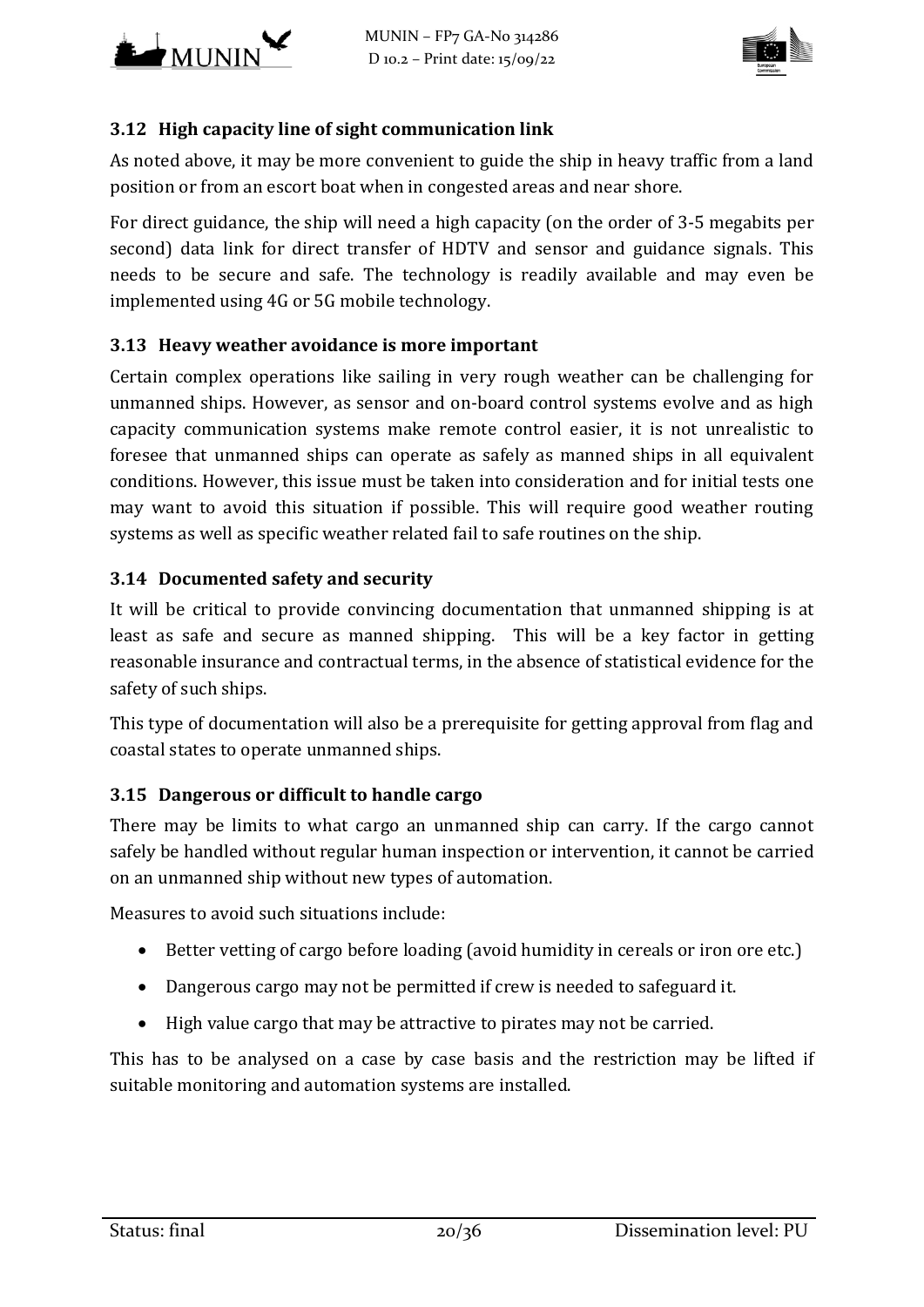### 3.12 High capacity line of sight communication link

As noted above, it may be more convenient to guide the ship in heavy traffic from a land position or from an escort boat when in congested areas and near shore.

For direct guidance, the ship will need a high capacity (on the order of 3-5 megabits per second) data link for direct transfer of HDTV and sensor and guidance signals. This needs to be secure and safe. The technology is readily available and may even be implemented using 4G or 5G mobile technology.

### 3.13 Heavy weather avoidance is more important

Certain complex operations like sailing in very rough weather can be challenging for unmanned ships. However, as sensor and on-board control systems evolve and as high capacity communication systems make remote control easier, it is not unrealistic to foresee that unmanned ships can operate as safely as manned ships in all equivalent conditions. However, this issue must be taken into consideration and for initial tests one may want to avoid this situation if possible. This will require good weather routing systems as well as specific weather related fail to safe routines on the ship.

### 3.14 Documented safety and security

It will be critical to provide convincing documentation that unmanned shipping is at least as safe and secure as manned shipping. This will be a key factor in getting reasonable insurance and contractual terms, in the absence of statistical evidence for the safety of such ships.

This type of documentation will also be a prerequisite for getting approval from flag and coastal states to operate unmanned ships.

### 3.15 Dangerous or difficult to handle cargo

There may be limits to what cargo an unmanned ship can carry. If the cargo cannot safely be handled without regular human inspection or intervention, it cannot be carried on an unmanned ship without new types of automation.

Measures to avoid such situations include:

- Better vetting of cargo before loading (avoid humidity in cereals or iron ore etc.)
- Dangerous cargo may not be permitted if crew is needed to safeguard it.
- High value cargo that may be attractive to pirates may not be carried.

This has to be analysed on a case by case basis and the restriction may be lifted if suitable monitoring and automation systems are installed.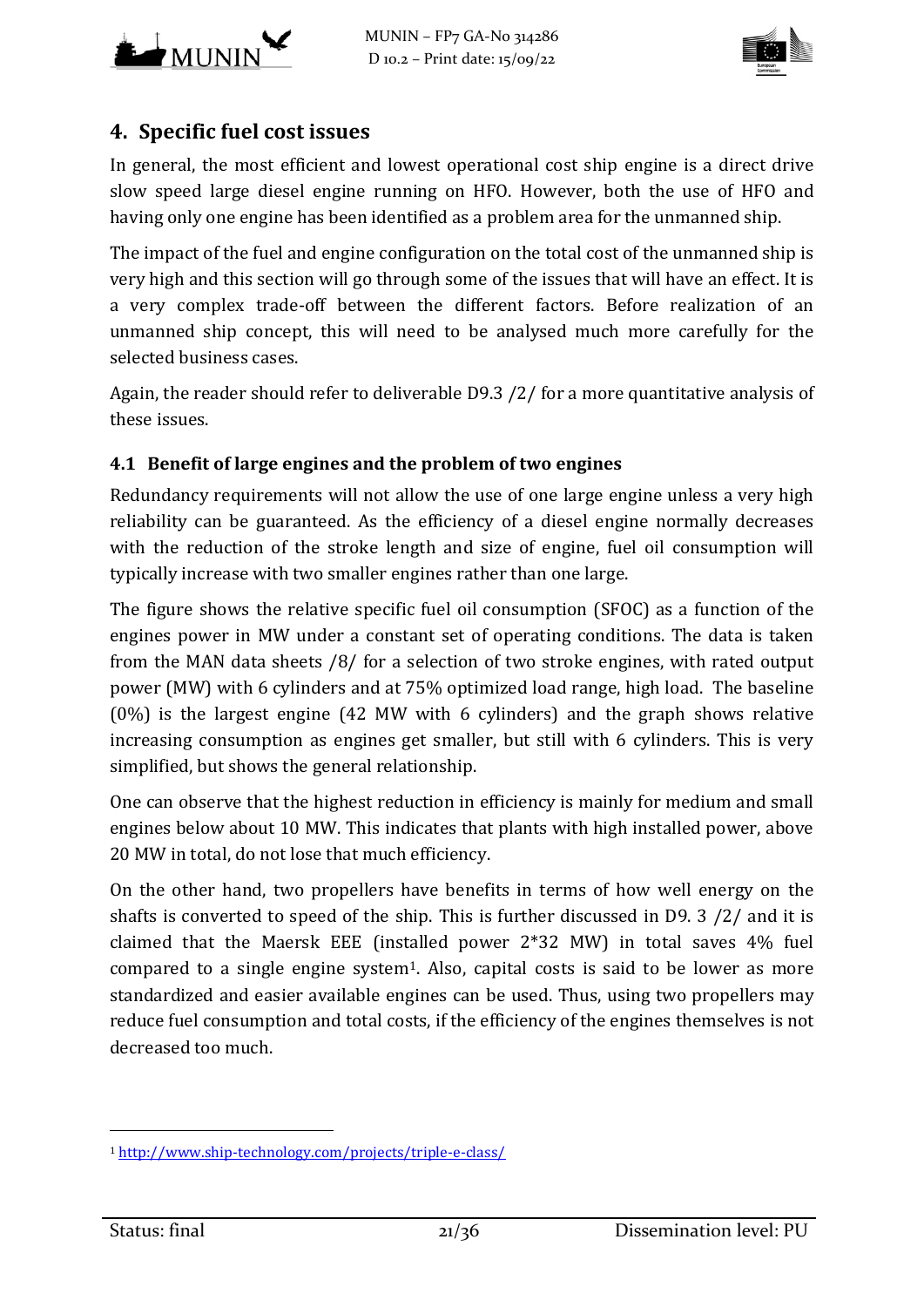# 4. Specific fuel cost issues

In general, the most efficient and lowest operational cost ship engine is a direct drive slow speed large diesel engine running on HFO. However, both the use of HFO and having only one engine has been identified as a problem area for the unmanned ship.

The impact of the fuel and engine configuration on the total cost of the unmanned ship is very high and this section will go through some of the issues that will have an effect. It is a very complex trade-off between the different factors. Before realization of an unmanned ship concept, this will need to be analysed much more carefully for the selected business cases.

Again, the reader should refer to deliverable D9.3 /2/ for a more quantitative analysis of these issues.

## 4.1 Benefit of large engines and the problem of two engines

Redundancy requirements will not allow the use of one large engine unless a very high reliability can be guaranteed. As the efficiency of a diesel engine normally decreases with the reduction of the stroke length and size of engine, fuel oil consumption will typically increase with two smaller engines rather than one large.

The figure shows the relative specific fuel oil consumption (SFOC) as a function of the engines power in MW under a constant set of operating conditions. The data is taken from the MAN data sheets /8/ for a selection of two stroke engines, with rated output power (MW) with 6 cylinders and at 75% optimized load range, high load. The baseline (0%) is the largest engine (42 MW with 6 cylinders) and the graph shows relative increasing consumption as engines get smaller, but still with 6 cylinders. This is very simplified, but shows the general relationship.

One can observe that the highest reduction in efficiency is mainly for medium and small engines below about 10 MW. This indicates that plants with high installed power, above 20 MW in total, do not lose that much efficiency.

On the other hand, two propellers have benefits in terms of how well energy on the shafts is converted to speed of the ship. This is further discussed in D9. 3 /2/ and it is claimed that the Maersk EEE (installed power 2*32 MW) in total saves 4% fuel compared to a single engine system[1]. Also, capital costs is said to be lower as more standardized and easier available engines can be used. Thus, using two propellers may reduce fuel consumption and total costs, if the efficiency of the engines themselves is not decreased too much.

---

[1] http://www.ship-technology.com/projects/triple-e-class/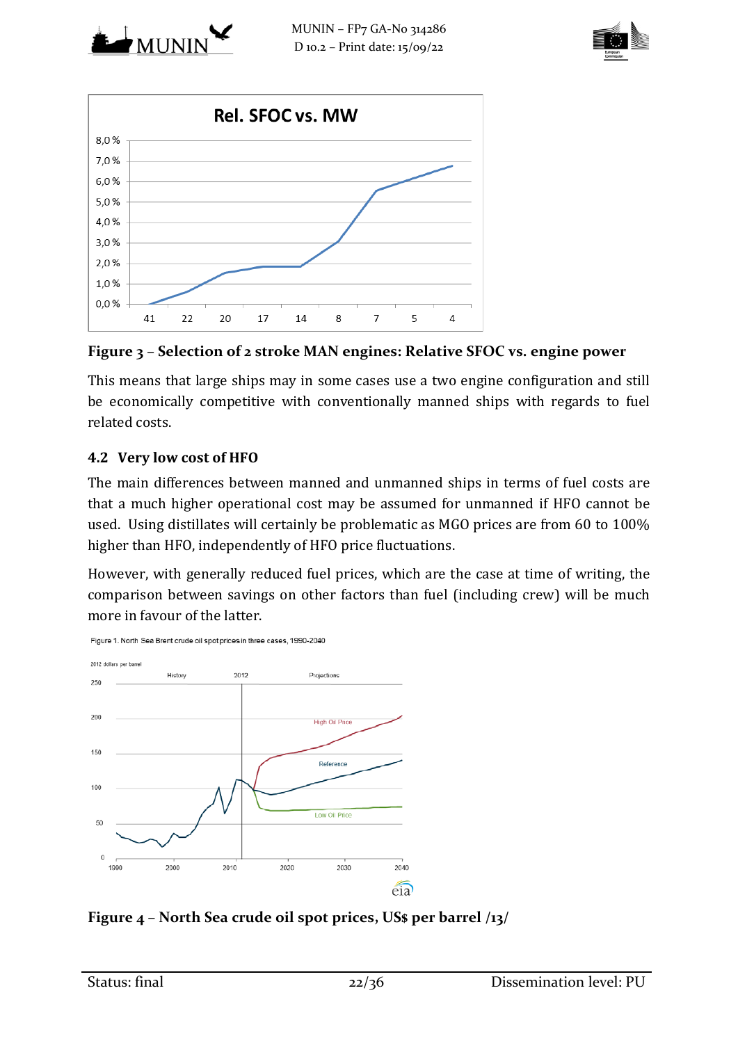Figure 3 – Selection of 2 stroke MAN engines: Relative SFOC vs. engine power

This means that large ships may in some cases use a two engine configuration and still be economically competitive with conventionally manned ships with regards to fuel related costs.

## 4.2 Very low cost of HFO

The main differences between manned and unmanned ships in terms of fuel costs are that a much higher operational cost may be assumed for unmanned if HFO cannot be used. Using distillates will certainly be problematic as MGO prices are from 60 to 100% higher than HFO, independently of HFO price fluctuations.

However, with generally reduced fuel prices, which are the case at time of writing, the comparison between savings on other factors than fuel (including crew) will be much more in favour of the latter.

Figure 4 – North Sea crude oil spot prices, US$ per barrel /13/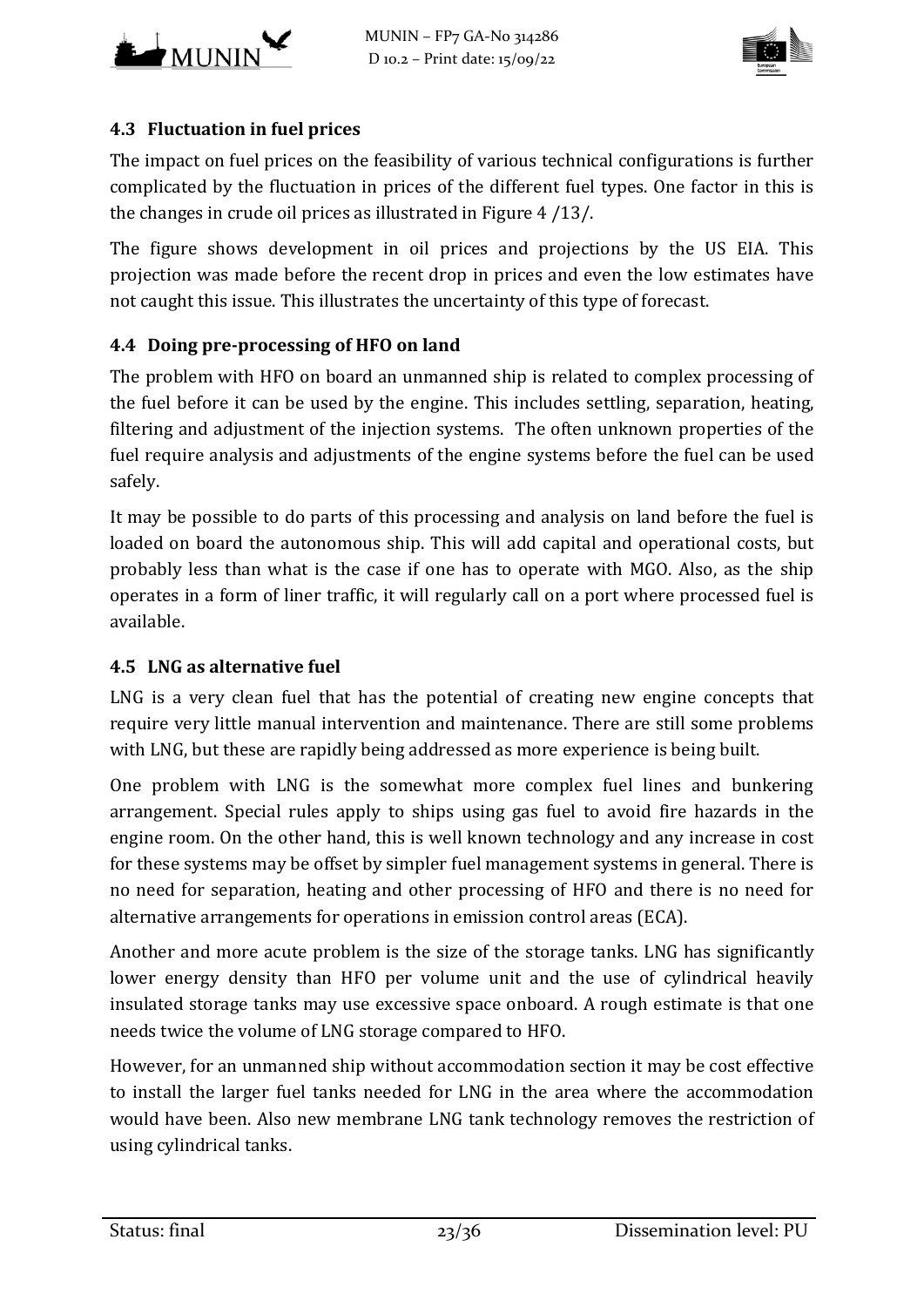### 4.3 Fluctuation in fuel prices

The impact on fuel prices on the feasibility of various technical configurations is further complicated by the fluctuation in prices of the different fuel types. One factor in this is the changes in crude oil prices as illustrated in Figure 4 /13/.

The figure shows development in oil prices and projections by the US EIA. This projection was made before the recent drop in prices and even the low estimates have not caught this issue. This illustrates the uncertainty of this type of forecast.

### 4.4 Doing pre-processing of HFO on land

The problem with HFO on board an unmanned ship is related to complex processing of the fuel before it can be used by the engine. This includes settling, separation, heating, filtering and adjustment of the injection systems. The often unknown properties of the fuel require analysis and adjustments of the engine systems before the fuel can be used safely.

It may be possible to do parts of this processing and analysis on land before the fuel is loaded on board the autonomous ship. This will add capital and operational costs, but probably less than what is the case if one has to operate with MGO. Also, as the ship operates in a form of liner traffic, it will regularly call on a port where processed fuel is available.

### 4.5 LNG as alternative fuel

LNG is a very clean fuel that has the potential of creating new engine concepts that require very little manual intervention and maintenance. There are still some problems with LNG, but these are rapidly being addressed as more experience is being built.

One problem with LNG is the somewhat more complex fuel lines and bunkering arrangement. Special rules apply to ships using gas fuel to avoid fire hazards in the engine room. On the other hand, this is well known technology and any increase in cost for these systems may be offset by simpler fuel management systems in general. There is no need for separation, heating and other processing of HFO and there is no need for alternative arrangements for operations in emission control areas (ECA).

Another and more acute problem is the size of the storage tanks. LNG has significantly lower energy density than HFO per volume unit and the use of cylindrical heavily insulated storage tanks may use excessive space onboard. A rough estimate is that one needs twice the volume of LNG storage compared to HFO.

However, for an unmanned ship without accommodation section it may be cost effective to install the larger fuel tanks needed for LNG in the area where the accommodation would have been. Also new membrane LNG tank technology removes the restriction of using cylindrical tanks.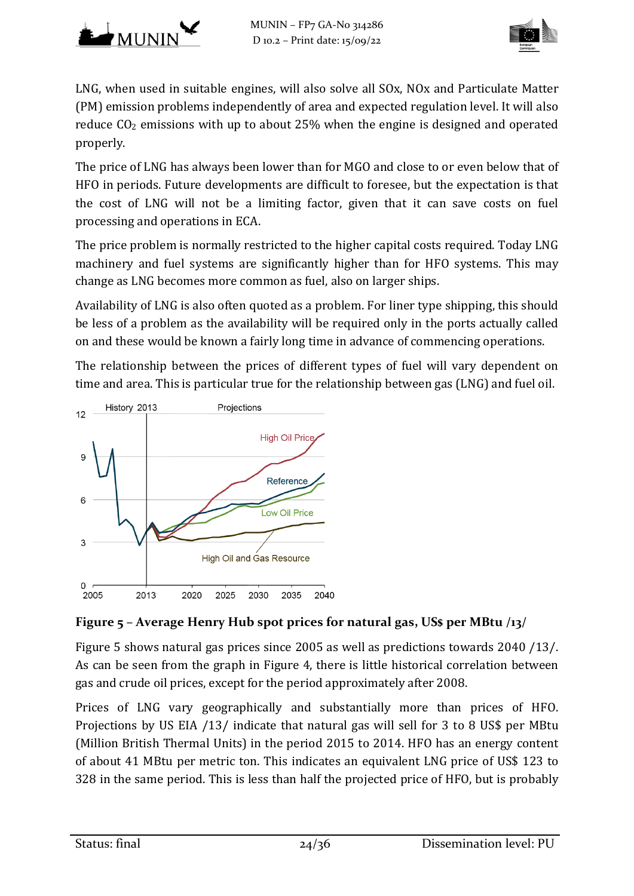LNG, when used in suitable engines, will also solve all SOx, NOx and Particulate Matter (PM) emission problems independently of area and expected regulation level. It will also reduce $CO_2$ emissions with up to about 25% when the engine is designed and operated properly.

The price of LNG has always been lower than for MGO and close to or even below that of HFO in periods. Future developments are difficult to foresee, but the expectation is that the cost of LNG will not be a limiting factor, given that it can save costs on fuel processing and operations in ECA.

The price problem is normally restricted to the higher capital costs required. Today LNG machinery and fuel systems are significantly higher than for HFO systems. This may change as LNG becomes more common as fuel, also on larger ships.

Availability of LNG is also often quoted as a problem. For liner type shipping, this should be less of a problem as the availability will be required only in the ports actually called on and these would be known a fairly long time in advance of commencing operations.

The relationship between the prices of different types of fuel will vary dependent on time and area. This is particular true for the relationship between gas (LNG) and fuel oil.

**Figure 5 – Average Henry Hub spot prices for natural gas, US$ per MBtu /13/**

Figure 5 shows natural gas prices since 2005 as well as predictions towards 2040 /13/. As can be seen from the graph in Figure 4, there is little historical correlation between gas and crude oil prices, except for the period approximately after 2008.

Prices of LNG vary geographically and substantially more than prices of HFO. Projections by US EIA /13/ indicate that natural gas will sell for 3 to 8 US$ per MBtu (Million British Thermal Units) in the period 2015 to 2014. HFO has an energy content of about 41 MBtu per metric ton. This indicates an equivalent LNG price of US$ 123 to 328 in the same period. This is less than half the projected price of HFO, but is probably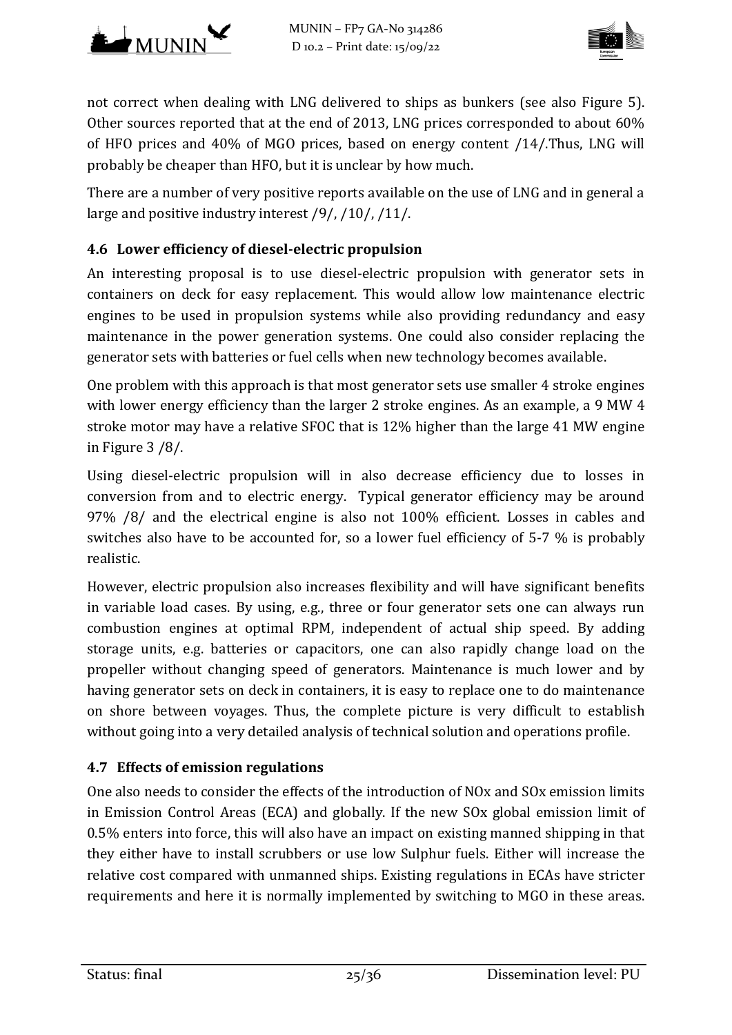not correct when dealing with LNG delivered to ships as bunkers (see also Figure 5). Other sources reported that at the end of 2013, LNG prices corresponded to about 60% of HFO prices and 40% of MGO prices, based on energy content /14/.Thus, LNG will probably be cheaper than HFO, but it is unclear by how much.

There are a number of very positive reports available on the use of LNG and in general a large and positive industry interest /9/, /10/, /11/.

### 4.6 Lower efficiency of diesel-electric propulsion

An interesting proposal is to use diesel-electric propulsion with generator sets in containers on deck for easy replacement. This would allow low maintenance electric engines to be used in propulsion systems while also providing redundancy and easy maintenance in the power generation systems. One could also consider replacing the generator sets with batteries or fuel cells when new technology becomes available.

One problem with this approach is that most generator sets use smaller 4 stroke engines with lower energy efficiency than the larger 2 stroke engines. As an example, a 9 MW 4 stroke motor may have a relative SFOC that is 12% higher than the large 41 MW engine in Figure 3 /8/.

Using diesel-electric propulsion will in also decrease efficiency due to losses in conversion from and to electric energy. Typical generator efficiency may be around 97% /8/ and the electrical engine is also not 100% efficient. Losses in cables and switches also have to be accounted for, so a lower fuel efficiency of 5-7 % is probably realistic.

However, electric propulsion also increases flexibility and will have significant benefits in variable load cases. By using, e.g., three or four generator sets one can always run combustion engines at optimal RPM, independent of actual ship speed. By adding storage units, e.g. batteries or capacitors, one can also rapidly change load on the propeller without changing speed of generators. Maintenance is much lower and by having generator sets on deck in containers, it is easy to replace one to do maintenance on shore between voyages. Thus, the complete picture is very difficult to establish without going into a very detailed analysis of technical solution and operations profile.

### 4.7 Effects of emission regulations

One also needs to consider the effects of the introduction of NOx and SOx emission limits in Emission Control Areas (ECA) and globally. If the new SOx global emission limit of 0.5% enters into force, this will also have an impact on existing manned shipping in that they either have to install scrubbers or use low Sulphur fuels. Either will increase the relative cost compared with unmanned ships. Existing regulations in ECAs have stricter requirements and here it is normally implemented by switching to MGO in these areas.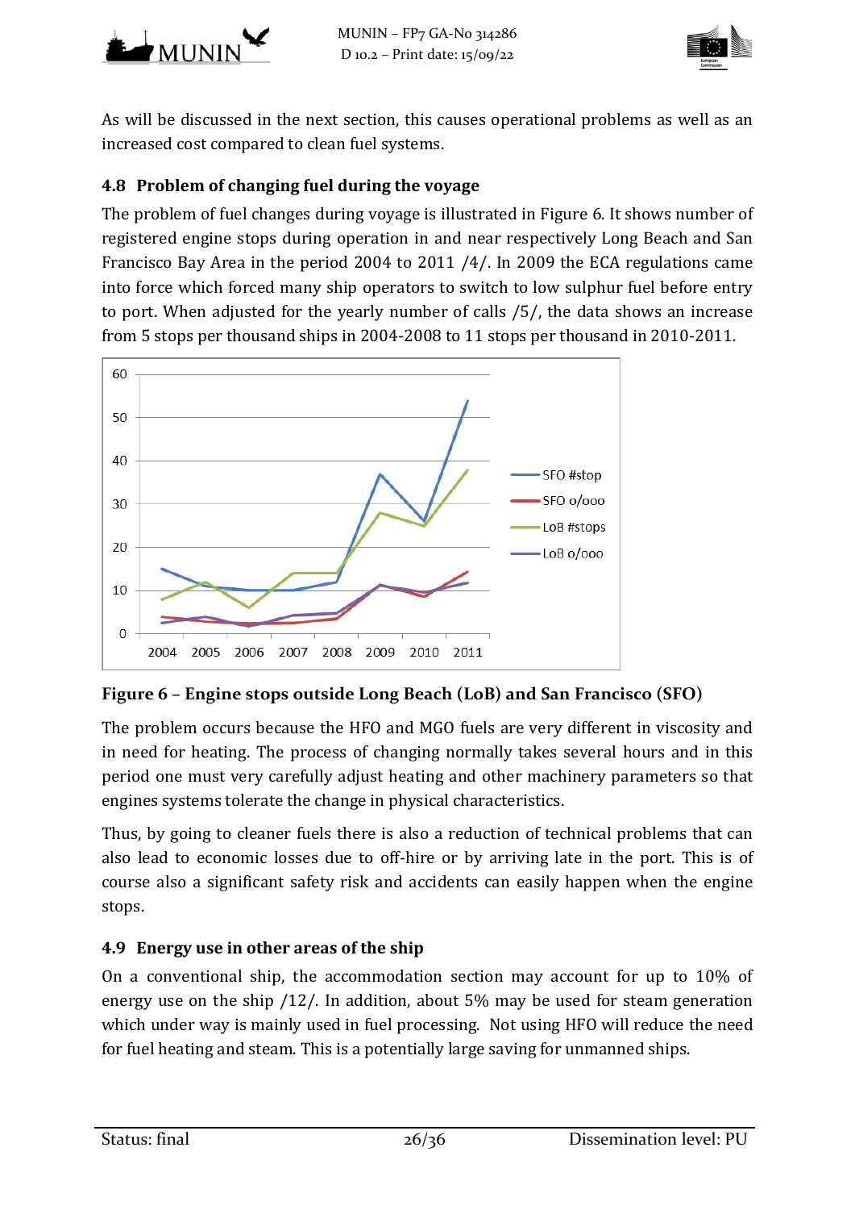As will be discussed in the next section, this causes operational problems as well as an increased cost compared to clean fuel systems.

## 4.8 Problem of changing fuel during the voyage

The problem of fuel changes during voyage is illustrated in Figure 6. It shows number of registered engine stops during operation in and near respectively Long Beach and San Francisco Bay Area in the period 2004 to 2011 /4/. In 2009 the ECA regulations came into force which forced many ship operators to switch to low sulphur fuel before entry to port. When adjusted for the yearly number of calls /5/, the data shows an increase from 5 stops per thousand ships in 2004-2008 to 11 stops per thousand in 2010-2011.

**Figure 6 – Engine stops outside Long Beach (LoB) and San Francisco (SFO)**

The problem occurs because the HFO and MGO fuels are very different in viscosity and in need for heating. The process of changing normally takes several hours and in this period one must very carefully adjust heating and other machinery parameters so that engines systems tolerate the change in physical characteristics.

Thus, by going to cleaner fuels there is also a reduction of technical problems that can also lead to economic losses due to off-hire or by arriving late in the port. This is of course also a significant safety risk and accidents can easily happen when the engine stops.

## 4.9 Energy use in other areas of the ship

On a conventional ship, the accommodation section may account for up to 10% of energy use on the ship /12/. In addition, about 5% may be used for steam generation which under way is mainly used in fuel processing. Not using HFO will reduce the need for fuel heating and steam. This is a potentially large saving for unmanned ships.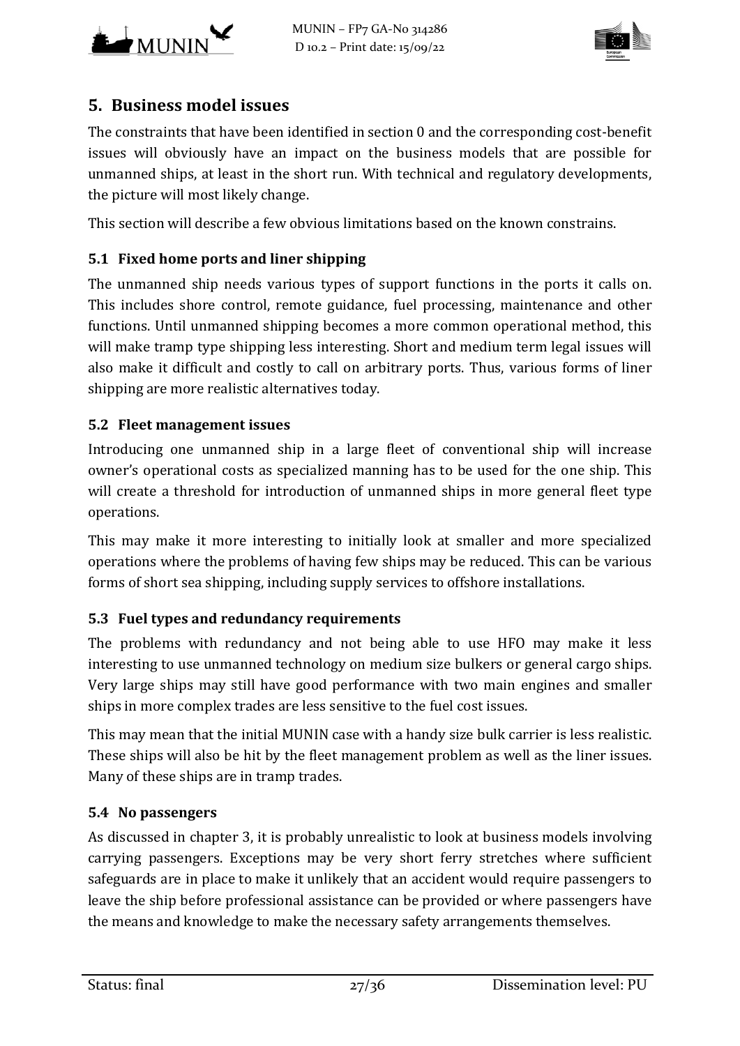# 5. Business model issues

The constraints that have been identified in section 0 and the corresponding cost-benefit issues will obviously have an impact on the business models that are possible for unmanned ships, at least in the short run. With technical and regulatory developments, the picture will most likely change.

This section will describe a few obvious limitations based on the known constrains.

## 5.1 Fixed home ports and liner shipping

The unmanned ship needs various types of support functions in the ports it calls on. This includes shore control, remote guidance, fuel processing, maintenance and other functions. Until unmanned shipping becomes a more common operational method, this will make tramp type shipping less interesting. Short and medium term legal issues will also make it difficult and costly to call on arbitrary ports. Thus, various forms of liner shipping are more realistic alternatives today.

## 5.2 Fleet management issues

Introducing one unmanned ship in a large fleet of conventional ship will increase owner's operational costs as specialized manning has to be used for the one ship. This will create a threshold for introduction of unmanned ships in more general fleet type operations.

This may make it more interesting to initially look at smaller and more specialized operations where the problems of having few ships may be reduced. This can be various forms of short sea shipping, including supply services to offshore installations.

## 5.3 Fuel types and redundancy requirements

The problems with redundancy and not being able to use HFO may make it less interesting to use unmanned technology on medium size bulkers or general cargo ships. Very large ships may still have good performance with two main engines and smaller ships in more complex trades are less sensitive to the fuel cost issues.

This may mean that the initial MUNIN case with a handy size bulk carrier is less realistic. These ships will also be hit by the fleet management problem as well as the liner issues. Many of these ships are in tramp trades.

## 5.4 No passengers

As discussed in chapter 3, it is probably unrealistic to look at business models involving carrying passengers. Exceptions may be very short ferry stretches where sufficient safeguards are in place to make it unlikely that an accident would require passengers to leave the ship before professional assistance can be provided or where passengers have the means and knowledge to make the necessary safety arrangements themselves.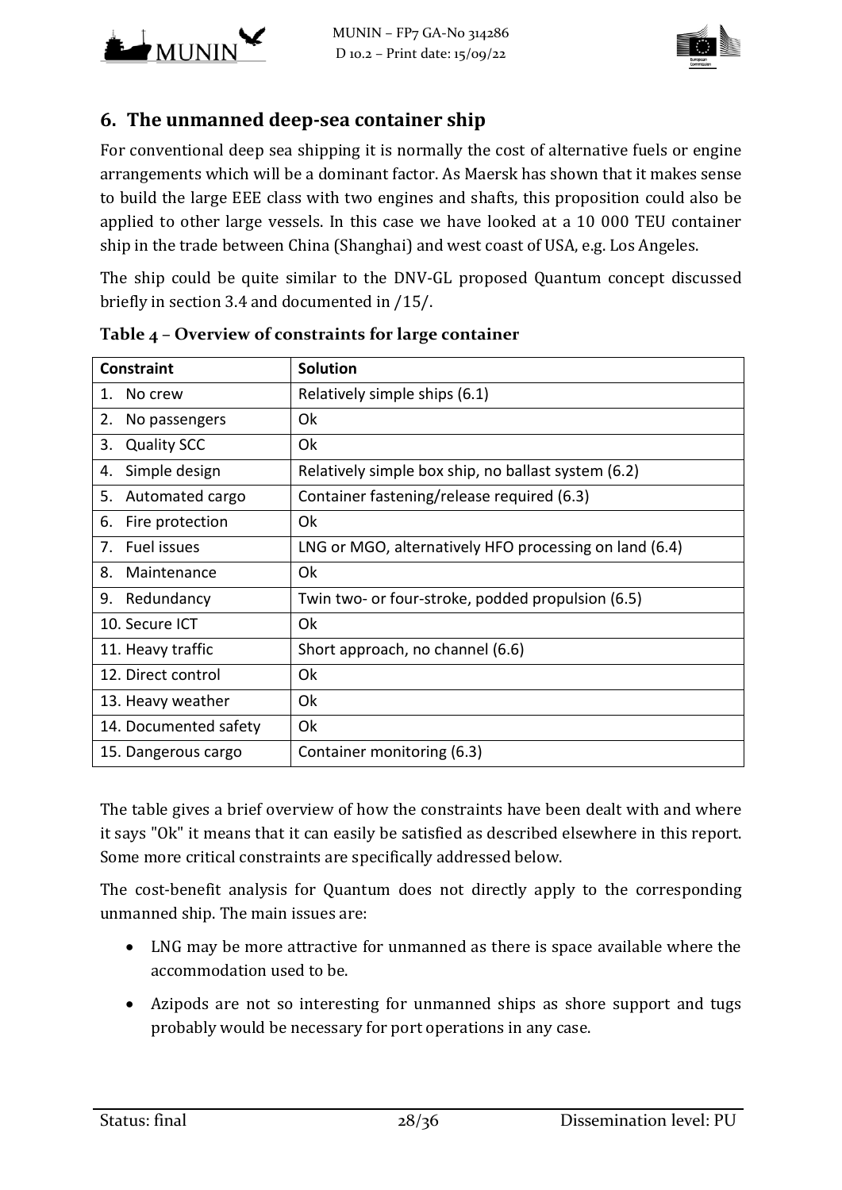## 6. The unmanned deep-sea container ship

For conventional deep sea shipping it is normally the cost of alternative fuels or engine arrangements which will be a dominant factor. As Maersk has shown that it makes sense to build the large EEE class with two engines and shafts, this proposition could also be applied to other large vessels. In this case we have looked at a 10 000 TEU container ship in the trade between China (Shanghai) and west coast of USA, e.g. Los Angeles.

The ship could be quite similar to the DNV-GL proposed Quantum concept discussed briefly in section 3.4 and documented in /15/.

**Table 4 – Overview of constraints for large container**

| Constraint | Solution |
|---|---|
| 1. No crew | Relatively simple ships (6.1) |
| 2. No passengers | Ok |
| 3. Quality SCC | Ok |
| 4. Simple design | Relatively simple box ship, no ballast system (6.2) |
| 5. Automated cargo | Container fastening/release required (6.3) |
| 6. Fire protection | Ok |
| 7. Fuel issues | LNG or MGO, alternatively HFO processing on land (6.4) |
| 8. Maintenance | Ok |
| 9. Redundancy | Twin two- or four-stroke, podded propulsion (6.5) |
| 10. Secure ICT | Ok |
| 11. Heavy traffic | Short approach, no channel (6.6) |
| 12. Direct control | Ok |
| 13. Heavy weather | Ok |
| 14. Documented safety | Ok |
| 15. Dangerous cargo | Container monitoring (6.3) |

The table gives a brief overview of how the constraints have been dealt with and where it says "Ok" it means that it can easily be satisfied as described elsewhere in this report. Some more critical constraints are specifically addressed below.

The cost-benefit analysis for Quantum does not directly apply to the corresponding unmanned ship. The main issues are:

- LNG may be more attractive for unmanned as there is space available where the accommodation used to be.
- Azipods are not so interesting for unmanned ships as shore support and tugs probably would be necessary for port operations in any case.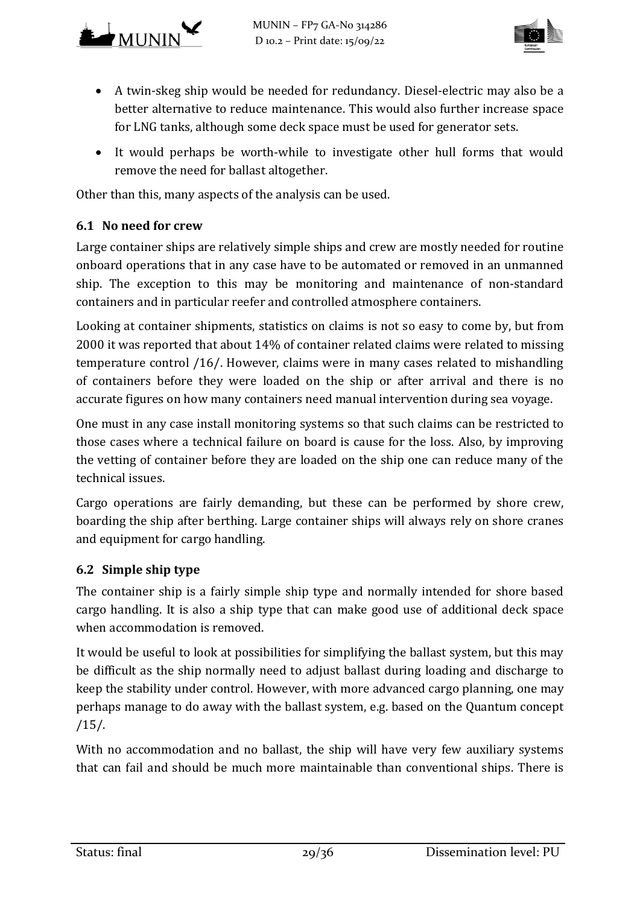- A twin-skeg ship would be needed for redundancy. Diesel-electric may also be a better alternative to reduce maintenance. This would also further increase space for LNG tanks, although some deck space must be used for generator sets.
- It would perhaps be worth-while to investigate other hull forms that would remove the need for ballast altogether.

Other than this, many aspects of the analysis can be used.

### 6.1 No need for crew

Large container ships are relatively simple ships and crew are mostly needed for routine onboard operations that in any case have to be automated or removed in an unmanned ship. The exception to this may be monitoring and maintenance of non-standard containers and in particular reefer and controlled atmosphere containers.

Looking at container shipments, statistics on claims is not so easy to come by, but from 2000 it was reported that about 14% of container related claims were related to missing temperature control /16/. However, claims were in many cases related to mishandling of containers before they were loaded on the ship or after arrival and there is no accurate figures on how many containers need manual intervention during sea voyage.

One must in any case install monitoring systems so that such claims can be restricted to those cases where a technical failure on board is cause for the loss. Also, by improving the vetting of container before they are loaded on the ship one can reduce many of the technical issues.

Cargo operations are fairly demanding, but these can be performed by shore crew, boarding the ship after berthing. Large container ships will always rely on shore cranes and equipment for cargo handling.

### 6.2 Simple ship type

The container ship is a fairly simple ship type and normally intended for shore based cargo handling. It is also a ship type that can make good use of additional deck space when accommodation is removed.

It would be useful to look at possibilities for simplifying the ballast system, but this may be difficult as the ship normally need to adjust ballast during loading and discharge to keep the stability under control. However, with more advanced cargo planning, one may perhaps manage to do away with the ballast system, e.g. based on the Quantum concept /15/.

With no accommodation and no ballast, the ship will have very few auxiliary systems that can fail and should be much more maintainable than conventional ships. There is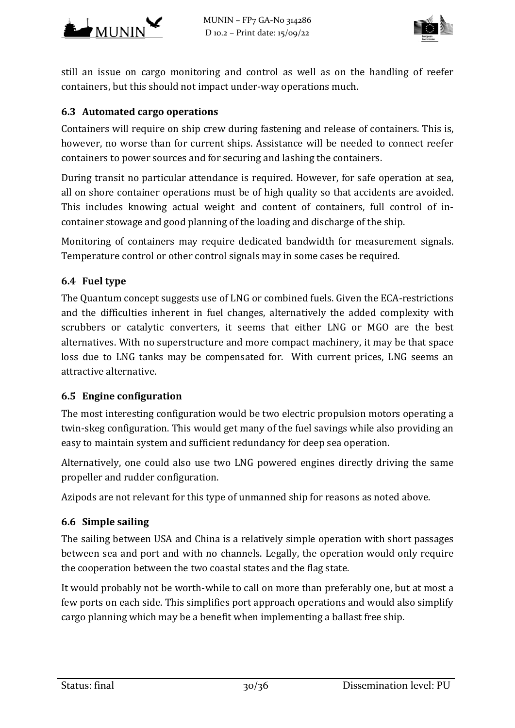still an issue on cargo monitoring and control as well as on the handling of reefer containers, but this should not impact under-way operations much.

### 6.3 Automated cargo operations

Containers will require on ship crew during fastening and release of containers. This is, however, no worse than for current ships. Assistance will be needed to connect reefer containers to power sources and for securing and lashing the containers.

During transit no particular attendance is required. However, for safe operation at sea, all on shore container operations must be of high quality so that accidents are avoided. This includes knowing actual weight and content of containers, full control of in-container stowage and good planning of the loading and discharge of the ship.

Monitoring of containers may require dedicated bandwidth for measurement signals. Temperature control or other control signals may in some cases be required.

### 6.4 Fuel type

The Quantum concept suggests use of LNG or combined fuels. Given the ECA-restrictions and the difficulties inherent in fuel changes, alternatively the added complexity with scrubbers or catalytic converters, it seems that either LNG or MGO are the best alternatives. With no superstructure and more compact machinery, it may be that space loss due to LNG tanks may be compensated for. With current prices, LNG seems an attractive alternative.

### 6.5 Engine configuration

The most interesting configuration would be two electric propulsion motors operating a twin-skeg configuration. This would get many of the fuel savings while also providing an easy to maintain system and sufficient redundancy for deep sea operation.

Alternatively, one could also use two LNG powered engines directly driving the same propeller and rudder configuration.

Azipods are not relevant for this type of unmanned ship for reasons as noted above.

### 6.6 Simple sailing

The sailing between USA and China is a relatively simple operation with short passages between sea and port and with no channels. Legally, the operation would only require the cooperation between the two coastal states and the flag state.

It would probably not be worth-while to call on more than preferably one, but at most a few ports on each side. This simplifies port approach operations and would also simplify cargo planning which may be a benefit when implementing a ballast free ship.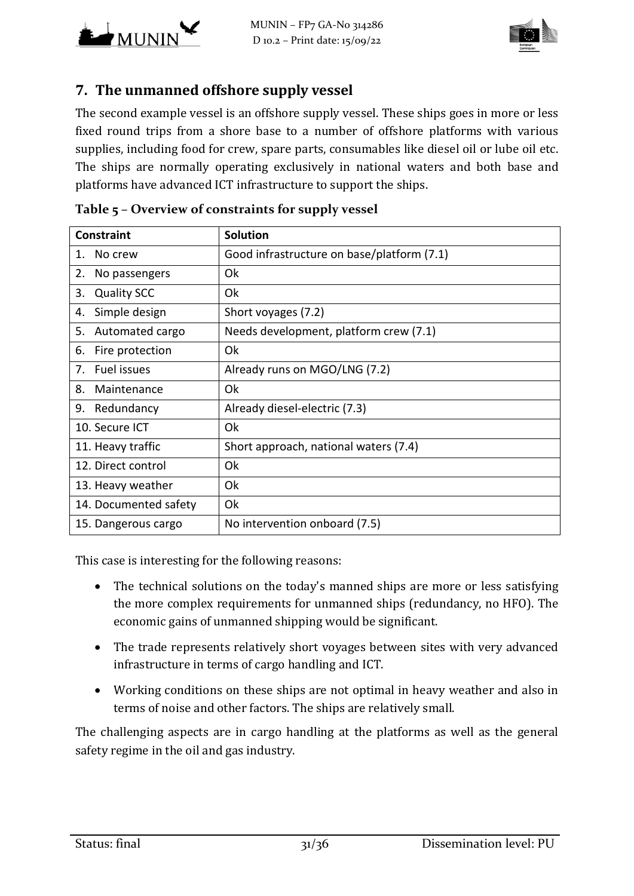## 7. The unmanned offshore supply vessel

The second example vessel is an offshore supply vessel. These ships goes in more or less fixed round trips from a shore base to a number of offshore platforms with various supplies, including food for crew, spare parts, consumables like diesel oil or lube oil etc. The ships are normally operating exclusively in national waters and both base and platforms have advanced ICT infrastructure to support the ships.

**Table 5 – Overview of constraints for supply vessel**

| Constraint | Solution |
|---|---|
| 1. No crew | Good infrastructure on base/platform (7.1) |
| 2. No passengers | Ok |
| 3. Quality SCC | Ok |
| 4. Simple design | Short voyages (7.2) |
| 5. Automated cargo | Needs development, platform crew (7.1) |
| 6. Fire protection | Ok |
| 7. Fuel issues | Already runs on MGO/LNG (7.2) |
| 8. Maintenance | Ok |
| 9. Redundancy | Already diesel-electric (7.3) |
| 10. Secure ICT | Ok |
| 11. Heavy traffic | Short approach, national waters (7.4) |
| 12. Direct control | Ok |
| 13. Heavy weather | Ok |
| 14. Documented safety | Ok |
| 15. Dangerous cargo | No intervention onboard (7.5) |

This case is interesting for the following reasons:

- The technical solutions on the today's manned ships are more or less satisfying the more complex requirements for unmanned ships (redundancy, no HFO). The economic gains of unmanned shipping would be significant.
- The trade represents relatively short voyages between sites with very advanced infrastructure in terms of cargo handling and ICT.
- Working conditions on these ships are not optimal in heavy weather and also in terms of noise and other factors. The ships are relatively small.

The challenging aspects are in cargo handling at the platforms as well as the general safety regime in the oil and gas industry.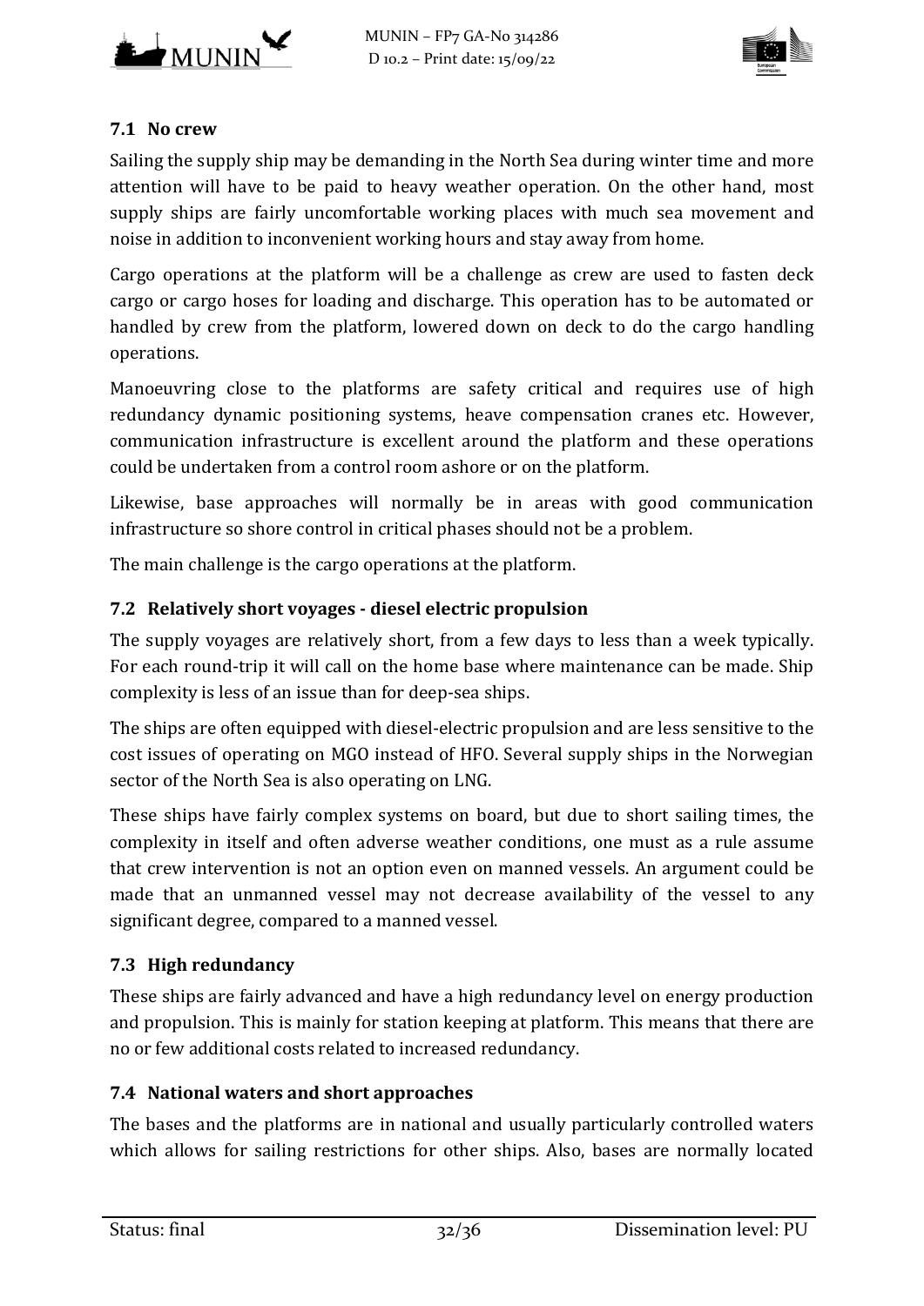### 7.1 No crew

Sailing the supply ship may be demanding in the North Sea during winter time and more attention will have to be paid to heavy weather operation. On the other hand, most supply ships are fairly uncomfortable working places with much sea movement and noise in addition to inconvenient working hours and stay away from home.

Cargo operations at the platform will be a challenge as crew are used to fasten deck cargo or cargo hoses for loading and discharge. This operation has to be automated or handled by crew from the platform, lowered down on deck to do the cargo handling operations.

Manoeuvring close to the platforms are safety critical and requires use of high redundancy dynamic positioning systems, heave compensation cranes etc. However, communication infrastructure is excellent around the platform and these operations could be undertaken from a control room ashore or on the platform.

Likewise, base approaches will normally be in areas with good communication infrastructure so shore control in critical phases should not be a problem.

The main challenge is the cargo operations at the platform.

### 7.2 Relatively short voyages - diesel electric propulsion

The supply voyages are relatively short, from a few days to less than a week typically. For each round-trip it will call on the home base where maintenance can be made. Ship complexity is less of an issue than for deep-sea ships.

The ships are often equipped with diesel-electric propulsion and are less sensitive to the cost issues of operating on MGO instead of HFO. Several supply ships in the Norwegian sector of the North Sea is also operating on LNG.

These ships have fairly complex systems on board, but due to short sailing times, the complexity in itself and often adverse weather conditions, one must as a rule assume that crew intervention is not an option even on manned vessels. An argument could be made that an unmanned vessel may not decrease availability of the vessel to any significant degree, compared to a manned vessel.

### 7.3 High redundancy

These ships are fairly advanced and have a high redundancy level on energy production and propulsion. This is mainly for station keeping at platform. This means that there are no or few additional costs related to increased redundancy.

### 7.4 National waters and short approaches

The bases and the platforms are in national and usually particularly controlled waters which allows for sailing restrictions for other ships. Also, bases are normally located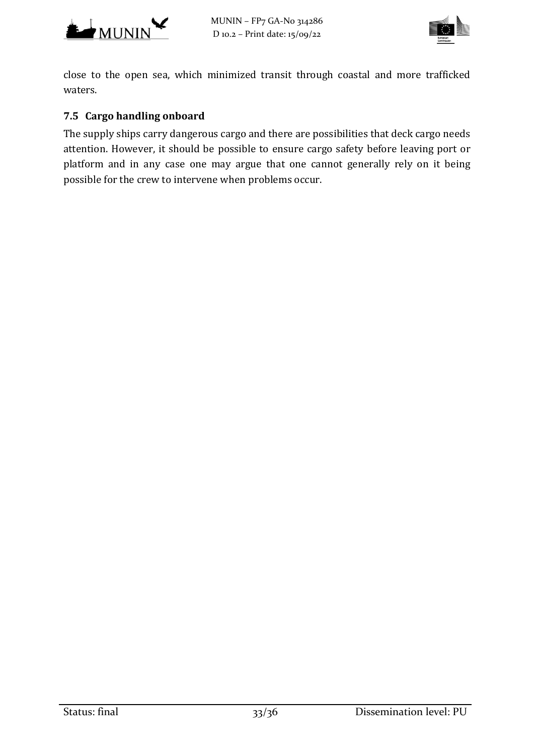close to the open sea, which minimized transit through coastal and more trafficked waters.

## 7.5 Cargo handling onboard

The supply ships carry dangerous cargo and there are possibilities that deck cargo needs attention. However, it should be possible to ensure cargo safety before leaving port or platform and in any case one may argue that one cannot generally rely on it being possible for the crew to intervene when problems occur.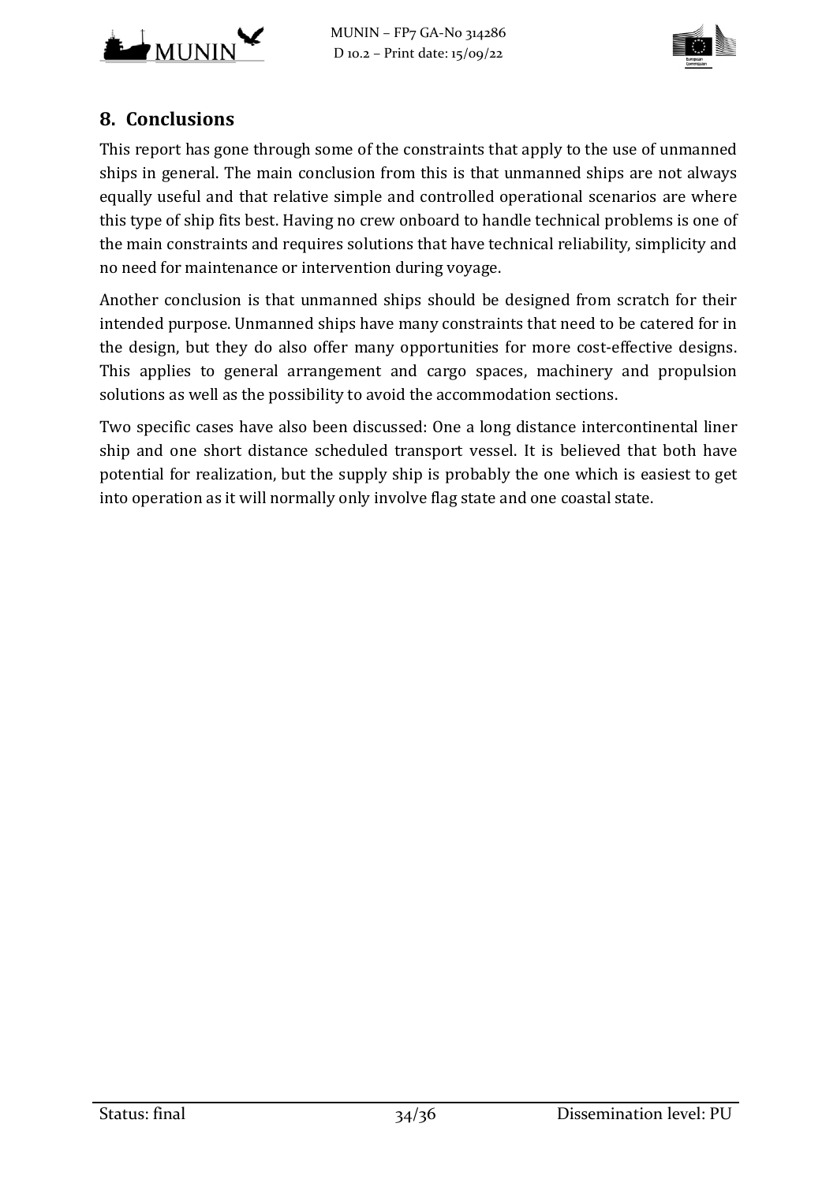## 8. Conclusions

This report has gone through some of the constraints that apply to the use of unmanned ships in general. The main conclusion from this is that unmanned ships are not always equally useful and that relative simple and controlled operational scenarios are where this type of ship fits best. Having no crew onboard to handle technical problems is one of the main constraints and requires solutions that have technical reliability, simplicity and no need for maintenance or intervention during voyage.

Another conclusion is that unmanned ships should be designed from scratch for their intended purpose. Unmanned ships have many constraints that need to be catered for in the design, but they do also offer many opportunities for more cost-effective designs. This applies to general arrangement and cargo spaces, machinery and propulsion solutions as well as the possibility to avoid the accommodation sections.

Two specific cases have also been discussed: One a long distance intercontinental liner ship and one short distance scheduled transport vessel. It is believed that both have potential for realization, but the supply ship is probably the one which is easiest to get into operation as it will normally only involve flag state and one coastal state.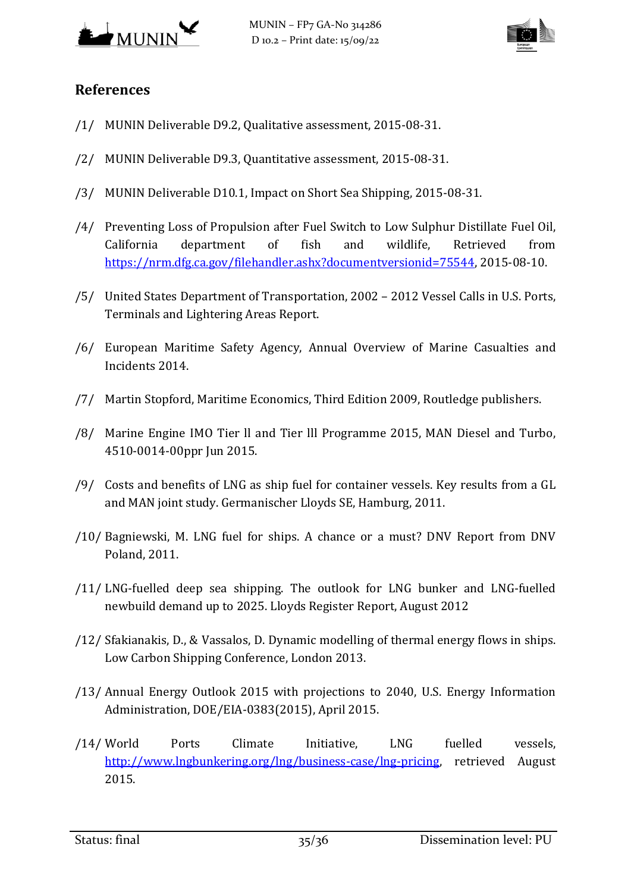## References

/1/ MUNIN Deliverable D9.2, Qualitative assessment, 2015-08-31.

/2/ MUNIN Deliverable D9.3, Quantitative assessment, 2015-08-31.

/3/ MUNIN Deliverable D10.1, Impact on Short Sea Shipping, 2015-08-31.

/4/ Preventing Loss of Propulsion after Fuel Switch to Low Sulphur Distillate Fuel Oil, California department of fish and wildlife, Retrieved from https://nrm.dfg.ca.gov/filehandler.ashx?documentversionid=75544, 2015-08-10.

/5/ United States Department of Transportation, 2002 – 2012 Vessel Calls in U.S. Ports, Terminals and Lightering Areas Report.

/6/ European Maritime Safety Agency, Annual Overview of Marine Casualties and Incidents 2014.

/7/ Martin Stopford, Maritime Economics, Third Edition 2009, Routledge publishers.

/8/ Marine Engine IMO Tier ll and Tier lll Programme 2015, MAN Diesel and Turbo, 4510-0014-00ppr Jun 2015.

/9/ Costs and benefits of LNG as ship fuel for container vessels. Key results from a GL and MAN joint study. Germanischer Lloyds SE, Hamburg, 2011.

/10/ Bagniewski, M. LNG fuel for ships. A chance or a must? DNV Report from DNV Poland, 2011.

/11/ LNG-fuelled deep sea shipping. The outlook for LNG bunker and LNG-fuelled newbuild demand up to 2025. Lloyds Register Report, August 2012

/12/ Sfakianakis, D., & Vassalos, D. Dynamic modelling of thermal energy flows in ships. Low Carbon Shipping Conference, London 2013.

/13/ Annual Energy Outlook 2015 with projections to 2040, U.S. Energy Information Administration, DOE/EIA-0383(2015), April 2015.

/14/ World Ports Climate Initiative, LNG fuelled vessels, http://www.lngbunkering.org/lng/business-case/lng-pricing, retrieved August 2015.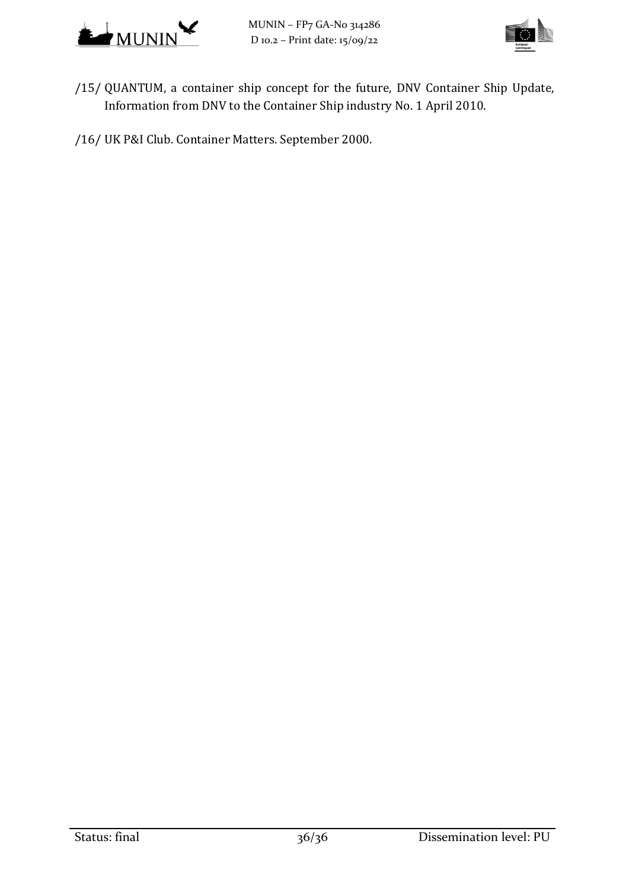/15/ QUANTUM, a container ship concept for the future, DNV Container Ship Update, Information from DNV to the Container Ship industry No. 1 April 2010.

/16/ UK P&I Club. Container Matters. September 2000.